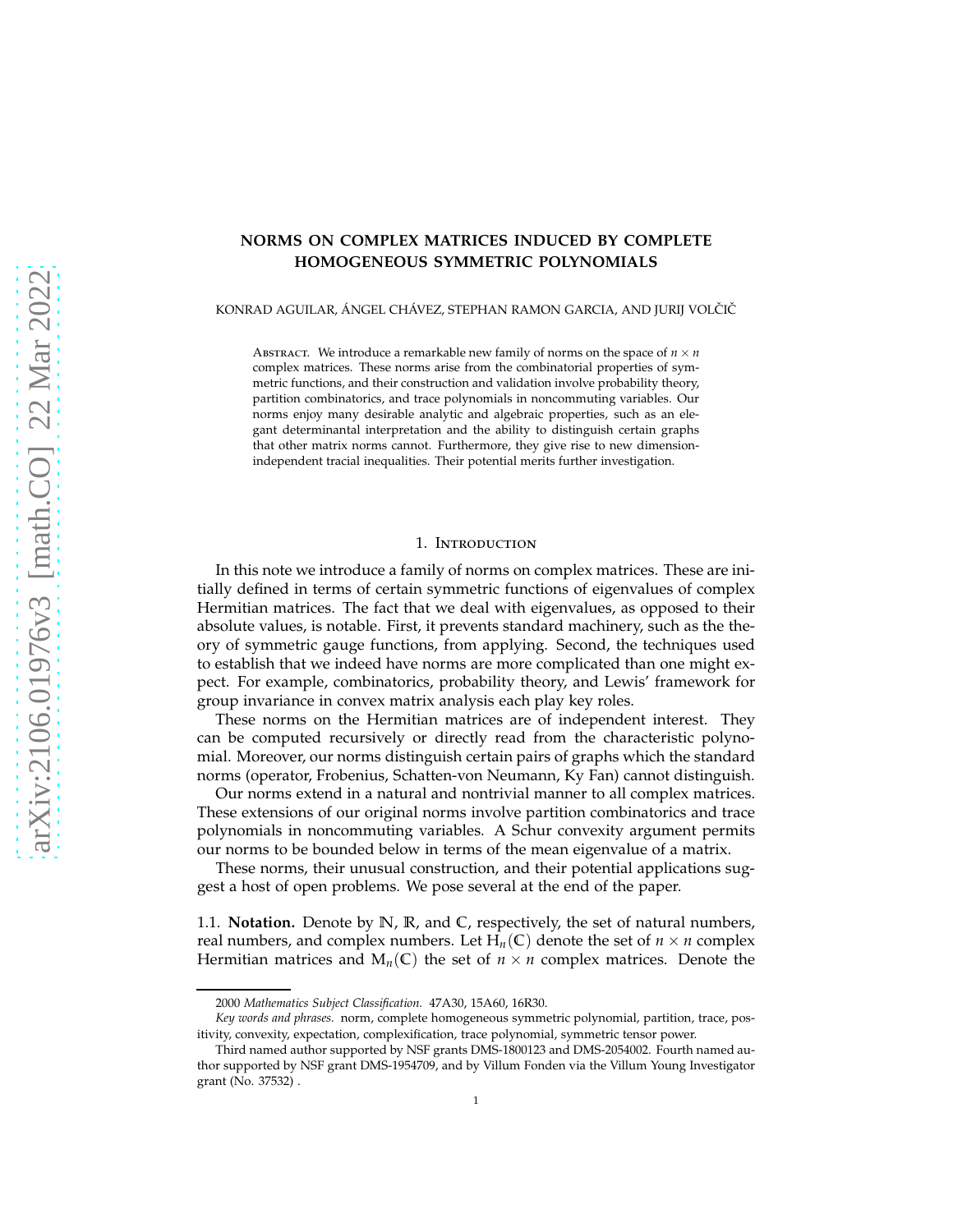// arXiv sidebar: arXiv:2106.01976v3 [math.CO] 22 Mar 2022

# NORMS ON COMPLEX MATRICES INDUCED BY COMPLETE HOMOGENEOUS SYMMETRIC POLYNOMIALS

KONRAD AGUILAR, ÁNGEL CHÁVEZ, STEPHAN RAMON GARCIA, AND JURIJ VOLČIČ

ABSTRACT. We introduce a remarkable new family of norms on the space of $n \times n$ complex matrices. These norms arise from the combinatorial properties of symmetric functions, and their construction and validation involve probability theory, partition combinatorics, and trace polynomials in noncommuting variables. Our norms enjoy many desirable analytic and algebraic properties, such as an elegant determinantal interpretation and the ability to distinguish certain graphs that other matrix norms cannot. Furthermore, they give rise to new dimension-independent tracial inequalities. Their potential merits further investigation.

## 1. INTRODUCTION

In this note we introduce a family of norms on complex matrices. These are initially defined in terms of certain symmetric functions of eigenvalues of complex Hermitian matrices. The fact that we deal with eigenvalues, as opposed to their absolute values, is notable. First, it prevents standard machinery, such as the theory of symmetric gauge functions, from applying. Second, the techniques used to establish that we indeed have norms are more complicated than one might expect. For example, combinatorics, probability theory, and Lewis' framework for group invariance in convex matrix analysis each play key roles.

These norms on the Hermitian matrices are of independent interest. They can be computed recursively or directly read from the characteristic polynomial. Moreover, our norms distinguish certain pairs of graphs which the standard norms (operator, Frobenius, Schatten-von Neumann, Ky Fan) cannot distinguish.

Our norms extend in a natural and nontrivial manner to all complex matrices. These extensions of our original norms involve partition combinatorics and trace polynomials in noncommuting variables. A Schur convexity argument permits our norms to be bounded below in terms of the mean eigenvalue of a matrix.

These norms, their unusual construction, and their potential applications suggest a host of open problems. We pose several at the end of the paper.

1.1. **Notation.** Denote by $\mathbb{N}$, $\mathbb{R}$, and $\mathbb{C}$, respectively, the set of natural numbers, real numbers, and complex numbers. Let $\mathrm{H}_n(\mathbb{C})$ denote the set of $n \times n$ complex Hermitian matrices and $\mathrm{M}_n(\mathbb{C})$ the set of $n \times n$ complex matrices. Denote the

---

2000 *Mathematics Subject Classification.* 47A30, 15A60, 16R30.

*Key words and phrases.* norm, complete homogeneous symmetric polynomial, partition, trace, positivity, convexity, expectation, complexification, trace polynomial, symmetric tensor power.

Third named author supported by NSF grants DMS-1800123 and DMS-2054002. Fourth named author supported by NSF grant DMS-1954709, and by Villum Fonden via the Villum Young Investigator grant (No. 37532) .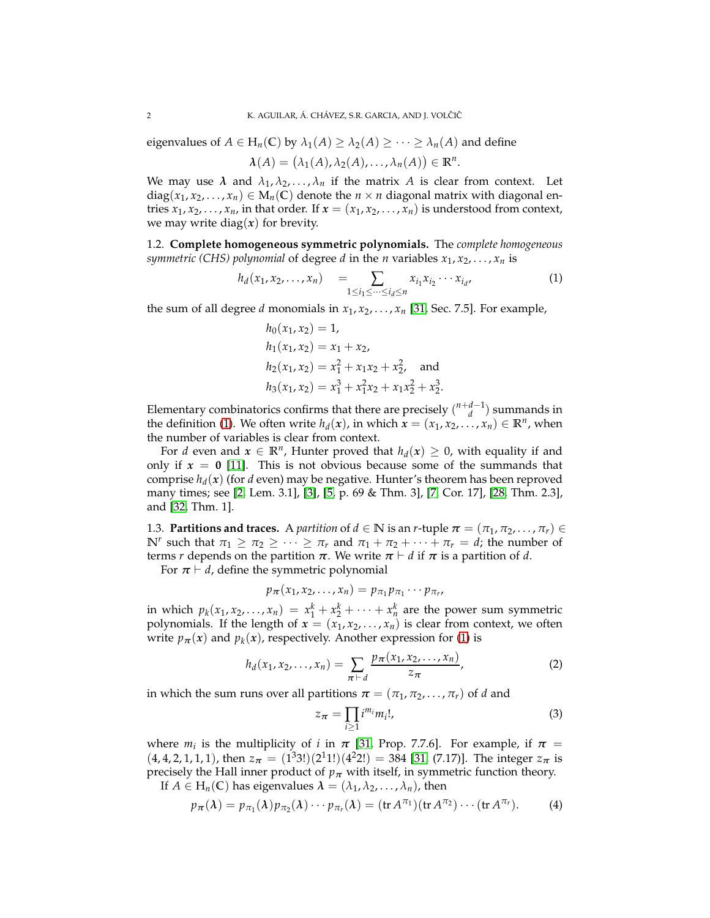eigenvalues of $A \in \mathrm{H}_n(\mathbb{C})$ by $\lambda_1(A) \geq \lambda_2(A) \geq \cdots \geq \lambda_n(A)$ and define

$$\boldsymbol{\lambda}(A) = \big(\lambda_1(A), \lambda_2(A), \ldots, \lambda_n(A)\big) \in \mathbb{R}^n.$$

We may use $\boldsymbol{\lambda}$ and $\lambda_1, \lambda_2, \ldots, \lambda_n$ if the matrix $A$ is clear from context. Let $\operatorname{diag}(x_1, x_2, \ldots, x_n) \in \mathrm{M}_n(\mathbb{C})$ denote the $n \times n$ diagonal matrix with diagonal entries $x_1, x_2, \ldots, x_n$, in that order. If $\boldsymbol{x} = (x_1, x_2, \ldots, x_n)$ is understood from context, we may write $\operatorname{diag}(\boldsymbol{x})$ for brevity.

## 1.2. Complete homogeneous symmetric polynomials.

The *complete homogeneous symmetric (CHS) polynomial* of degree $d$ in the $n$ variables $x_1, x_2, \ldots, x_n$ is

$$h_d(x_1, x_2, \ldots, x_n) \quad = \sum_{1 \leq i_1 \leq \cdots \leq i_d \leq n} x_{i_1} x_{i_2} \cdots x_{i_d}, \tag{1}$$

the sum of all degree $d$ monomials in $x_1, x_2, \ldots, x_n$ [31, Sec. 7.5]. For example,

$$\begin{aligned}
h_0(x_1, x_2) &= 1, \\
h_1(x_1, x_2) &= x_1 + x_2, \\
h_2(x_1, x_2) &= x_1^2 + x_1 x_2 + x_2^2, \quad \text{and} \\
h_3(x_1, x_2) &= x_1^3 + x_1^2 x_2 + x_1 x_2^2 + x_2^3.
\end{aligned}$$

Elementary combinatorics confirms that there are precisely $\binom{n+d-1}{d}$ summands in the definition (1). We often write $h_d(\boldsymbol{x})$, in which $\boldsymbol{x} = (x_1, x_2, \ldots, x_n) \in \mathbb{R}^n$, when the number of variables is clear from context.

For $d$ even and $\boldsymbol{x} \in \mathbb{R}^n$, Hunter proved that $h_d(\boldsymbol{x}) \geq 0$, with equality if and only if $\boldsymbol{x} = \boldsymbol{0}$ [11]. This is not obvious because some of the summands that comprise $h_d(\boldsymbol{x})$ (for $d$ even) may be negative. Hunter's theorem has been reproved many times; see [2, Lem. 3.1], [3], [5, p. 69 & Thm. 3], [7, Cor. 17], [28, Thm. 2.3], and [32, Thm. 1].

## 1.3. Partitions and traces.

A *partition* of $d \in \mathbb{N}$ is an $r$-tuple $\boldsymbol{\pi} = (\pi_1, \pi_2, \ldots, \pi_r) \in \mathbb{N}^r$ such that $\pi_1 \geq \pi_2 \geq \cdots \geq \pi_r$ and $\pi_1 + \pi_2 + \cdots + \pi_r = d$; the number of terms $r$ depends on the partition $\boldsymbol{\pi}$. We write $\boldsymbol{\pi} \vdash d$ if $\boldsymbol{\pi}$ is a partition of $d$.

For $\boldsymbol{\pi} \vdash d$, define the symmetric polynomial

$$p_{\boldsymbol{\pi}}(x_1, x_2, \ldots, x_n) = p_{\pi_1} p_{\pi_1} \cdots p_{\pi_r},$$

in which $p_k(x_1, x_2, \ldots, x_n) = x_1^k + x_2^k + \cdots + x_n^k$ are the power sum symmetric polynomials. If the length of $\boldsymbol{x} = (x_1, x_2, \ldots, x_n)$ is clear from context, we often write $p_{\boldsymbol{\pi}}(\boldsymbol{x})$ and $p_k(\boldsymbol{x})$, respectively. Another expression for (1) is

$$h_d(x_1, x_2, \ldots, x_n) = \sum_{\boldsymbol{\pi} \vdash d} \frac{p_{\boldsymbol{\pi}}(x_1, x_2, \ldots, x_n)}{z_{\boldsymbol{\pi}}}, \tag{2}$$

in which the sum runs over all partitions $\boldsymbol{\pi} = (\pi_1, \pi_2, \ldots, \pi_r)$ of $d$ and

$$z_{\boldsymbol{\pi}} = \prod_{i \geq 1} i^{m_i} m_i!, \tag{3}$$

where $m_i$ is the multiplicity of $i$ in $\boldsymbol{\pi}$ [31, Prop. 7.7.6]. For example, if $\boldsymbol{\pi} = (4, 4, 2, 1, 1, 1)$, then $z_{\boldsymbol{\pi}} = (1^3 3!)(2^1 1!)(4^2 2!) = 384$ [31, (7.17)]. The integer $z_{\boldsymbol{\pi}}$ is precisely the Hall inner product of $p_{\boldsymbol{\pi}}$ with itself, in symmetric function theory.

If $A \in \mathrm{H}_n(\mathbb{C})$ has eigenvalues $\boldsymbol{\lambda} = (\lambda_1, \lambda_2, \ldots, \lambda_n)$, then

$$p_{\boldsymbol{\pi}}(\boldsymbol{\lambda}) = p_{\pi_1}(\boldsymbol{\lambda}) p_{\pi_2}(\boldsymbol{\lambda}) \cdots p_{\pi_r}(\boldsymbol{\lambda}) = (\operatorname{tr} A^{\pi_1})(\operatorname{tr} A^{\pi_2}) \cdots (\operatorname{tr} A^{\pi_r}). \tag{4}$$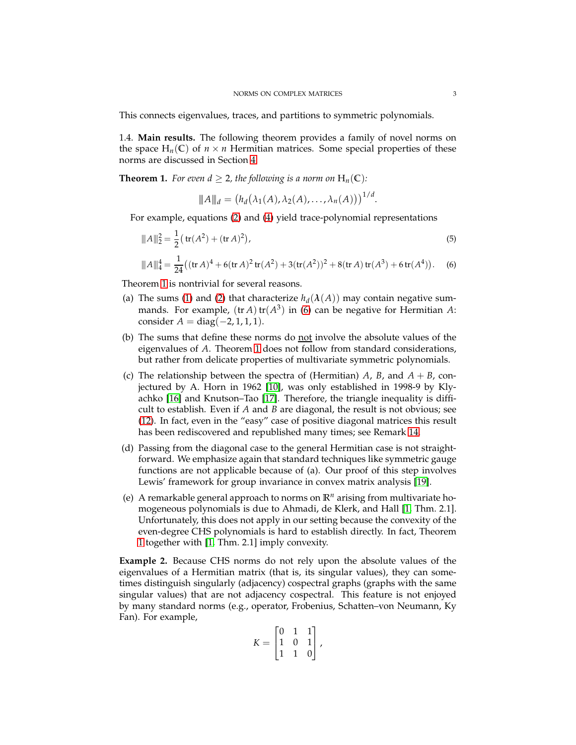This connects eigenvalues, traces, and partitions to symmetric polynomials.

### 1.4. Main results.

The following theorem provides a family of novel norms on the space $\mathrm{H}_n(\mathbb{C})$ of $n \times n$ Hermitian matrices. Some special properties of these norms are discussed in Section 4.

**Theorem 1.** *For even $d \geq 2$, the following is a norm on $\mathrm{H}_n(\mathbb{C})$:*

$$\|A\|_d = \big(h_d\big(\lambda_1(A), \lambda_2(A), \ldots, \lambda_n(A)\big)\big)^{1/d}.$$

For example, equations (2) and (4) yield trace-polynomial representations

$$\|A\|_2^2 = \frac{1}{2}\big(\operatorname{tr}(A^2) + (\operatorname{tr} A)^2\big), \tag{5}$$

$$\|A\|_4^4 = \frac{1}{24}\big((\operatorname{tr} A)^4 + 6(\operatorname{tr} A)^2 \operatorname{tr}(A^2) + 3(\operatorname{tr}(A^2))^2 + 8(\operatorname{tr} A)\operatorname{tr}(A^3) + 6\operatorname{tr}(A^4)\big). \tag{6}$$

Theorem 1 is nontrivial for several reasons.

(a) The sums (1) and (2) that characterize $h_d(\boldsymbol{\lambda}(A))$ may contain negative summands. For example, $(\operatorname{tr} A)\operatorname{tr}(A^3)$ in (6) can be negative for Hermitian $A$: consider $A = \operatorname{diag}(-2, 1, 1, 1)$.

(b) The sums that define these norms do not involve the absolute values of the eigenvalues of $A$. Theorem 1 does not follow from standard considerations, but rather from delicate properties of multivariate symmetric polynomials.

(c) The relationship between the spectra of (Hermitian) $A$, $B$, and $A + B$, conjectured by A. Horn in 1962 [10], was only established in 1998-9 by Klyachko [16] and Knutson–Tao [17]. Therefore, the triangle inequality is difficult to establish. Even if $A$ and $B$ are diagonal, the result is not obvious; see (12). In fact, even in the "easy" case of positive diagonal matrices this result has been rediscovered and republished many times; see Remark 14.

(d) Passing from the diagonal case to the general Hermitian case is not straightforward. We emphasize again that standard techniques like symmetric gauge functions are not applicable because of (a). Our proof of this step involves Lewis' framework for group invariance in convex matrix analysis [19].

(e) A remarkable general approach to norms on $\mathbb{R}^n$ arising from multivariate homogeneous polynomials is due to Ahmadi, de Klerk, and Hall [1, Thm. 2.1]. Unfortunately, this does not apply in our setting because the convexity of the even-degree CHS polynomials is hard to establish directly. In fact, Theorem 1 together with [1, Thm. 2.1] imply convexity.

**Example 2.** Because CHS norms do not rely upon the absolute values of the eigenvalues of a Hermitian matrix (that is, its singular values), they can sometimes distinguish singularly (adjacency) cospectral graphs (graphs with the same singular values) that are not adjacency cospectral. This feature is not enjoyed by many standard norms (e.g., operator, Frobenius, Schatten–von Neumann, Ky Fan). For example,

$$K = \begin{bmatrix} 0 & 1 & 1 \\ 1 & 0 & 1 \\ 1 & 1 & 0 \end{bmatrix},$$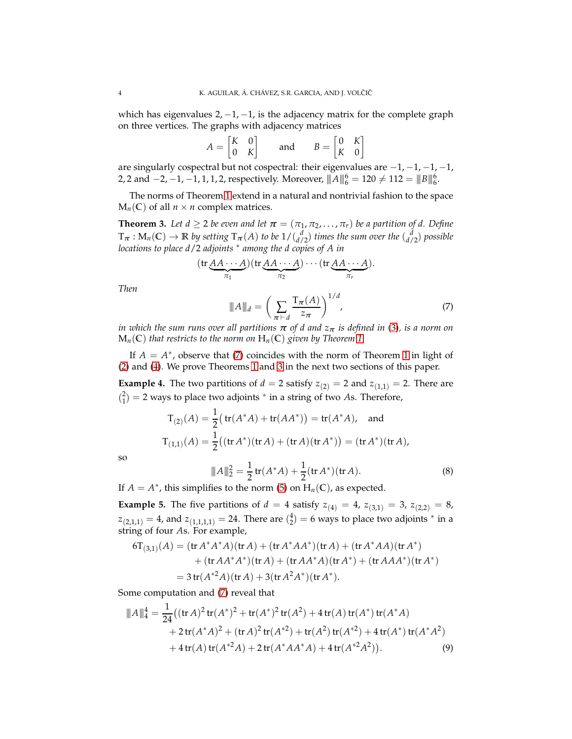which has eigenvalues $2, -1, -1$, is the adjacency matrix for the complete graph on three vertices. The graphs with adjacency matrices

$$A = \begin{bmatrix} K & 0 \\ 0 & K \end{bmatrix} \qquad \text{and} \qquad B = \begin{bmatrix} 0 & K \\ K & 0 \end{bmatrix}$$

are singularly cospectral but not cospectral: their eigenvalues are $-1, -1, -1, -1, 2, 2$ and $-2, -1, -1, 1, 1, 2$, respectively. Moreover, $\|A\|_6^6 = 120 \neq 112 = \|B\|_6^6$.

The norms of Theorem 1 extend in a natural and nontrivial fashion to the space $\mathrm{M}_n(\mathbb{C})$ of all $n \times n$ complex matrices.

**Theorem 3.** *Let $d \geq 2$ be even and let $\boldsymbol{\pi} = (\pi_1, \pi_2, \ldots, \pi_r)$ be a partition of $d$. Define $\mathrm{T}_{\boldsymbol{\pi}} : \mathrm{M}_n(\mathbb{C}) \to \mathbb{R}$ by setting $\mathrm{T}_{\boldsymbol{\pi}}(A)$ to be $1/\binom{d}{d/2}$ times the sum over the $\binom{d}{d/2}$ possible locations to place $d/2$ adjoints $^*$ among the $d$ copies of $A$ in*

$$(\operatorname{tr} \underbrace{AA\cdots A}_{\pi_1})(\operatorname{tr} \underbrace{AA\cdots A}_{\pi_2}) \cdots (\operatorname{tr} \underbrace{AA\cdots A}_{\pi_r}).$$

*Then*

$$\|A\|_d = \left( \sum_{\boldsymbol{\pi} \vdash d} \frac{\mathrm{T}_{\boldsymbol{\pi}}(A)}{z_{\boldsymbol{\pi}}} \right)^{1/d}, \tag{7}$$

*in which the sum runs over all partitions $\boldsymbol{\pi}$ of $d$ and $z_{\boldsymbol{\pi}}$ is defined in (3), is a norm on $\mathrm{M}_n(\mathbb{C})$ that restricts to the norm on $\mathrm{H}_n(\mathbb{C})$ given by Theorem 1.*

If $A = A^*$, observe that (7) coincides with the norm of Theorem 1 in light of (2) and (4). We prove Theorems 1 and 3 in the next two sections of this paper.

**Example 4.** The two partitions of $d = 2$ satisfy $z_{(2)} = 2$ and $z_{(1,1)} = 2$. There are $\binom{2}{1} = 2$ ways to place two adjoints $^*$ in a string of two $A$s. Therefore,

$$\begin{aligned}
\mathrm{T}_{(2)}(A) &= \frac{1}{2}\big(\operatorname{tr}(A^*A) + \operatorname{tr}(AA^*)\big) = \operatorname{tr}(A^*A), \quad \text{and} \\
\mathrm{T}_{(1,1)}(A) &= \frac{1}{2}\big((\operatorname{tr} A^*)(\operatorname{tr} A) + (\operatorname{tr} A)(\operatorname{tr} A^*)\big) = (\operatorname{tr} A^*)(\operatorname{tr} A),
\end{aligned}$$

so

$$\|A\|_2^2 = \frac{1}{2}\operatorname{tr}(A^*A) + \frac{1}{2}(\operatorname{tr} A^*)(\operatorname{tr} A). \tag{8}$$

If $A = A^*$, this simplifies to the norm (5) on $\mathrm{H}_n(\mathbb{C})$, as expected.

**Example 5.** The five partitions of $d = 4$ satisfy $z_{(4)} = 4$, $z_{(3,1)} = 3$, $z_{(2,2)} = 8$, $z_{(2,1,1)} = 4$, and $z_{(1,1,1,1)} = 24$. There are $\binom{4}{2} = 6$ ways to place two adjoints $^*$ in a string of four $A$s. For example,

$$\begin{aligned}
6\mathrm{T}_{(3,1)}(A) &= (\operatorname{tr} A^*A^*A)(\operatorname{tr} A) + (\operatorname{tr} A^*AA^*)(\operatorname{tr} A) + (\operatorname{tr} A^*AA)(\operatorname{tr} A^*) \\
&\quad + (\operatorname{tr} AA^*A^*)(\operatorname{tr} A) + (\operatorname{tr} AA^*A)(\operatorname{tr} A^*) + (\operatorname{tr} AAA^*)(\operatorname{tr} A^*) \\
&= 3\operatorname{tr}(A^{*2}A)(\operatorname{tr} A) + 3(\operatorname{tr} A^2A^*)(\operatorname{tr} A^*).
\end{aligned}$$

Some computation and (7) reveal that

$$\begin{aligned}
\|A\|_4^4 = \frac{1}{24}\big(&(\operatorname{tr} A)^2 \operatorname{tr}(A^*)^2 + \operatorname{tr}(A^*)^2 \operatorname{tr}(A^2) + 4\operatorname{tr}(A)\operatorname{tr}(A^*)\operatorname{tr}(A^*A) \\
&+ 2\operatorname{tr}(A^*A)^2 + (\operatorname{tr} A)^2 \operatorname{tr}(A^{*2}) + \operatorname{tr}(A^2)\operatorname{tr}(A^{*2}) + 4\operatorname{tr}(A^*)\operatorname{tr}(A^*A^2) \\
&+ 4\operatorname{tr}(A)\operatorname{tr}(A^{*2}A) + 2\operatorname{tr}(A^*AA^*A) + 4\operatorname{tr}(A^{*2}A^2)\big).
\end{aligned} \tag{9}$$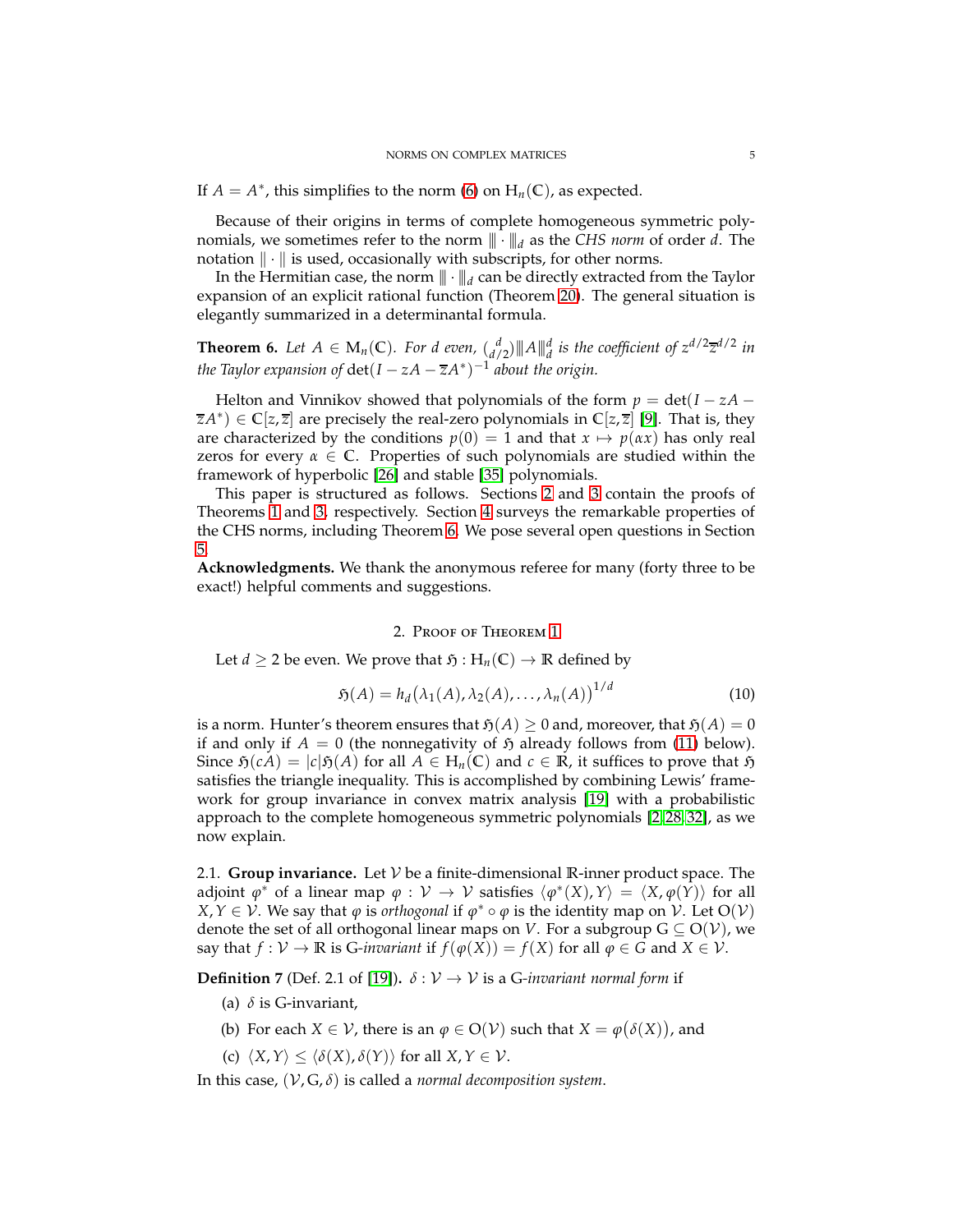If $A = A^*$, this simplifies to the norm (6) on $\mathrm{H}_n(\mathbb{C})$, as expected.

Because of their origins in terms of complete homogeneous symmetric polynomials, we sometimes refer to the norm $\|\!|\cdot|\!\|_d$ as the *CHS norm* of order $d$. The notation $\|\cdot\|$ is used, occasionally with subscripts, for other norms.

In the Hermitian case, the norm $\|\!|\cdot|\!\|_d$ can be directly extracted from the Taylor expansion of an explicit rational function (Theorem 20). The general situation is elegantly summarized in a determinantal formula.

**Theorem 6.** *Let $A \in \mathrm{M}_n(\mathbb{C})$. For $d$ even, $\binom{d}{d/2}\|\!|A|\!\|_d^d$ is the coefficient of $z^{d/2}\overline{z}^{d/2}$ in the Taylor expansion of $\det(I - zA - \overline{z}A^*)^{-1}$ about the origin.*

Helton and Vinnikov showed that polynomials of the form $p = \det(I - zA - \overline{z}A^*) \in \mathbb{C}[z, \overline{z}]$ are precisely the real-zero polynomials in $\mathbb{C}[z, \overline{z}]$ [9]. That is, they are characterized by the conditions $p(0) = 1$ and that $x \mapsto p(\alpha x)$ has only real zeros for every $\alpha \in \mathbb{C}$. Properties of such polynomials are studied within the framework of hyperbolic [26] and stable [35] polynomials.

This paper is structured as follows. Sections 2 and 3 contain the proofs of Theorems 1 and 3, respectively. Section 4 surveys the remarkable properties of the CHS norms, including Theorem 6. We pose several open questions in Section 5.

**Acknowledgments.** We thank the anonymous referee for many (forty three to be exact!) helpful comments and suggestions.

## 2. Proof of Theorem 1

Let $d \geq 2$ be even. We prove that $\mathfrak{H} : \mathrm{H}_n(\mathbb{C}) \to \mathbb{R}$ defined by

$$\mathfrak{H}(A) = h_d\big(\lambda_1(A), \lambda_2(A), \ldots, \lambda_n(A)\big)^{1/d} \tag{10}$$

is a norm. Hunter's theorem ensures that $\mathfrak{H}(A) \geq 0$ and, moreover, that $\mathfrak{H}(A) = 0$ if and only if $A = 0$ (the nonnegativity of $\mathfrak{H}$ already follows from (11) below). Since $\mathfrak{H}(cA) = |c|\mathfrak{H}(A)$ for all $A \in \mathrm{H}_n(\mathbb{C})$ and $c \in \mathbb{R}$, it suffices to prove that $\mathfrak{H}$ satisfies the triangle inequality. This is accomplished by combining Lewis' framework for group invariance in convex matrix analysis [19] with a probabilistic approach to the complete homogeneous symmetric polynomials [2, 28, 32], as we now explain.

### 2.1. Group invariance.

Let $\mathcal{V}$ be a finite-dimensional $\mathbb{R}$-inner product space. The adjoint $\varphi^*$ of a linear map $\varphi : \mathcal{V} \to \mathcal{V}$ satisfies $\langle \varphi^*(X), Y\rangle = \langle X, \varphi(Y)\rangle$ for all $X, Y \in \mathcal{V}$. We say that $\varphi$ is *orthogonal* if $\varphi^* \circ \varphi$ is the identity map on $\mathcal{V}$. Let $\mathrm{O}(\mathcal{V})$ denote the set of all orthogonal linear maps on $V$. For a subgroup $\mathrm{G} \subseteq \mathrm{O}(\mathcal{V})$, we say that $f : \mathcal{V} \to \mathbb{R}$ is $\mathrm{G}$-*invariant* if $f(\varphi(X)) = f(X)$ for all $\varphi \in G$ and $X \in \mathcal{V}$.

**Definition 7** (Def. 2.1 of [19])**.** $\delta : \mathcal{V} \to \mathcal{V}$ is a $\mathrm{G}$-*invariant normal form* if

(a) $\delta$ is $\mathrm{G}$-invariant,

(b) For each $X \in \mathcal{V}$, there is an $\varphi \in \mathrm{O}(\mathcal{V})$ such that $X = \varphi\big(\delta(X)\big)$, and

(c) $\langle X, Y\rangle \leq \langle \delta(X), \delta(Y)\rangle$ for all $X, Y \in \mathcal{V}$.

In this case, $(\mathcal{V}, \mathrm{G}, \delta)$ is called a *normal decomposition system*.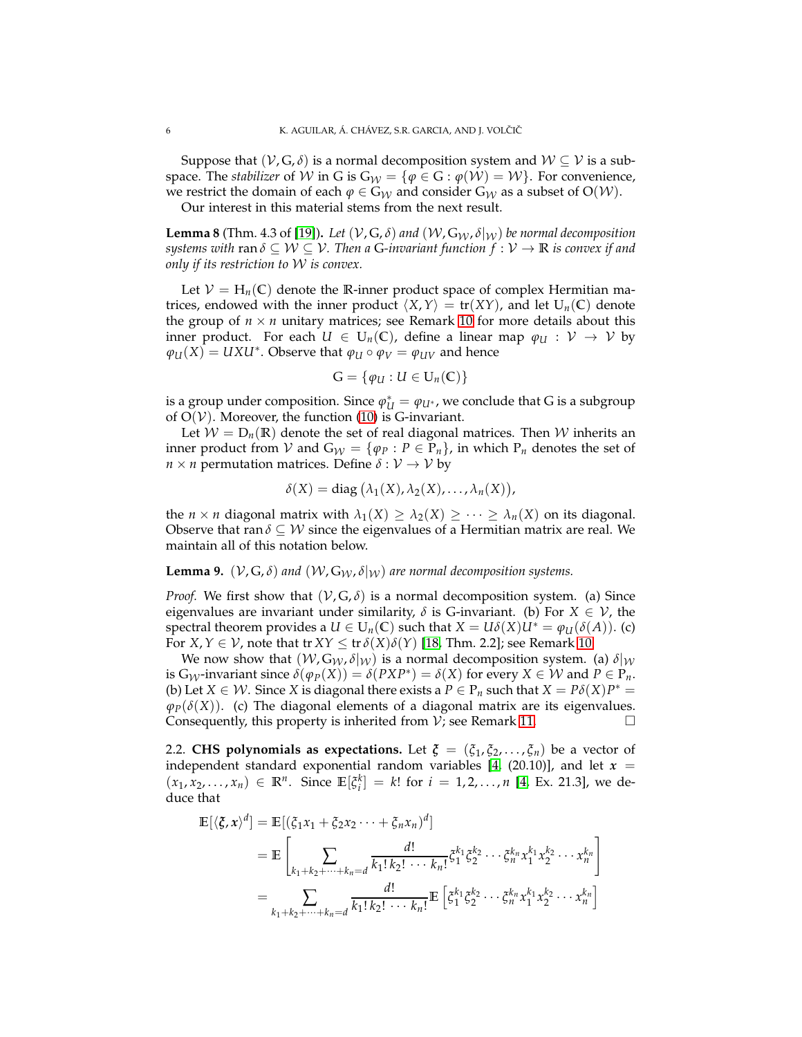Suppose that $(\mathcal{V}, \mathrm{G}, \delta)$ is a normal decomposition system and $\mathcal{W} \subseteq \mathcal{V}$ is a subspace. The *stabilizer* of $\mathcal{W}$ in G is $\mathrm{G}_{\mathcal{W}} = \{\varphi \in \mathrm{G} : \varphi(\mathcal{W}) = \mathcal{W}\}$. For convenience, we restrict the domain of each $\varphi \in \mathrm{G}_{\mathcal{W}}$ and consider $\mathrm{G}_{\mathcal{W}}$ as a subset of $\mathrm{O}(\mathcal{W})$.

Our interest in this material stems from the next result.

**Lemma 8** (Thm. 4.3 of [19]). *Let $(\mathcal{V}, \mathrm{G}, \delta)$ and $(\mathcal{W}, \mathrm{G}_{\mathcal{W}}, \delta|_{\mathcal{W}})$ be normal decomposition systems with $\operatorname{ran} \delta \subseteq \mathcal{W} \subseteq \mathcal{V}$. Then a G-invariant function $f : \mathcal{V} \to \mathbb{R}$ is convex if and only if its restriction to $\mathcal{W}$ is convex.*

Let $\mathcal{V} = \mathrm{H}_n(\mathbb{C})$ denote the $\mathbb{R}$-inner product space of complex Hermitian matrices, endowed with the inner product $\langle X, Y \rangle = \operatorname{tr}(XY)$, and let $\mathrm{U}_n(\mathbb{C})$ denote the group of $n \times n$ unitary matrices; see Remark 10 for more details about this inner product. For each $U \in \mathrm{U}_n(\mathbb{C})$, define a linear map $\varphi_U : \mathcal{V} \to \mathcal{V}$ by $\varphi_U(X) = UXU^*$. Observe that $\varphi_U \circ \varphi_V = \varphi_{UV}$ and hence

$$\mathrm{G} = \{\varphi_U : U \in \mathrm{U}_n(\mathbb{C})\}$$

is a group under composition. Since $\varphi_U^* = \varphi_{U^*}$, we conclude that G is a subgroup of $\mathrm{O}(\mathcal{V})$. Moreover, the function (10) is G-invariant.

Let $\mathcal{W} = \mathrm{D}_n(\mathbb{R})$ denote the set of real diagonal matrices. Then $\mathcal{W}$ inherits an inner product from $\mathcal{V}$ and $\mathrm{G}_{\mathcal{W}} = \{\varphi_P : P \in \mathrm{P}_n\}$, in which $\mathrm{P}_n$ denotes the set of $n \times n$ permutation matrices. Define $\delta : \mathcal{V} \to \mathcal{V}$ by

$$\delta(X) = \operatorname{diag}\big(\lambda_1(X), \lambda_2(X), \ldots, \lambda_n(X)\big),$$

the $n \times n$ diagonal matrix with $\lambda_1(X) \geq \lambda_2(X) \geq \cdots \geq \lambda_n(X)$ on its diagonal. Observe that $\operatorname{ran} \delta \subseteq \mathcal{W}$ since the eigenvalues of a Hermitian matrix are real. We maintain all of this notation below.

**Lemma 9.** *$(\mathcal{V}, \mathrm{G}, \delta)$ and $(\mathcal{W}, \mathrm{G}_{\mathcal{W}}, \delta|_{\mathcal{W}})$ are normal decomposition systems.*

*Proof.* We first show that $(\mathcal{V}, \mathrm{G}, \delta)$ is a normal decomposition system. (a) Since eigenvalues are invariant under similarity, $\delta$ is G-invariant. (b) For $X \in \mathcal{V}$, the spectral theorem provides a $U \in \mathrm{U}_n(\mathbb{C})$ such that $X = U\delta(X)U^* = \varphi_U(\delta(A))$. (c) For $X, Y \in \mathcal{V}$, note that $\operatorname{tr} XY \leq \operatorname{tr} \delta(X)\delta(Y)$ [18, Thm. 2.2]; see Remark 10.

We now show that $(\mathcal{W}, \mathrm{G}_{\mathcal{W}}, \delta|_{\mathcal{W}})$ is a normal decomposition system. (a) $\delta|_{\mathcal{W}}$ is $\mathrm{G}_{\mathcal{W}}$-invariant since $\delta(\varphi_P(X)) = \delta(PXP^*) = \delta(X)$ for every $X \in \mathcal{W}$ and $P \in \mathrm{P}_n$. (b) Let $X \in \mathcal{W}$. Since $X$ is diagonal there exists a $P \in \mathrm{P}_n$ such that $X = P\delta(X)P^* = \varphi_P(\delta(X))$. (c) The diagonal elements of a diagonal matrix are its eigenvalues. Consequently, this property is inherited from $\mathcal{V}$; see Remark 11. $\square$

**2.2. CHS polynomials as expectations.** Let $\boldsymbol{\xi} = (\xi_1, \xi_2, \ldots, \xi_n)$ be a vector of independent standard exponential random variables [4, (20.10)], and let $\boldsymbol{x} = (x_1, x_2, \ldots, x_n) \in \mathbb{R}^n$. Since $\mathbb{E}[\xi_i^k] = k!$ for $i = 1, 2, \ldots, n$ [4, Ex. 21.3], we deduce that

$$\begin{aligned}
\mathbb{E}[\langle \boldsymbol{\xi}, \boldsymbol{x} \rangle^d] &= \mathbb{E}[(\xi_1 x_1 + \xi_2 x_2 \cdots + \xi_n x_n)^d] \\
&= \mathbb{E}\left[\sum_{k_1 + k_2 + \cdots + k_n = d} \frac{d!}{k_1!\, k_2! \cdots k_n!} \xi_1^{k_1} \xi_2^{k_2} \cdots \xi_n^{k_n} x_1^{k_1} x_2^{k_2} \cdots x_n^{k_n}\right] \\
&= \sum_{k_1 + k_2 + \cdots + k_n = d} \frac{d!}{k_1!\, k_2! \cdots k_n!} \mathbb{E}\left[\xi_1^{k_1} \xi_2^{k_2} \cdots \xi_n^{k_n} x_1^{k_1} x_2^{k_2} \cdots x_n^{k_n}\right]
\end{aligned}$$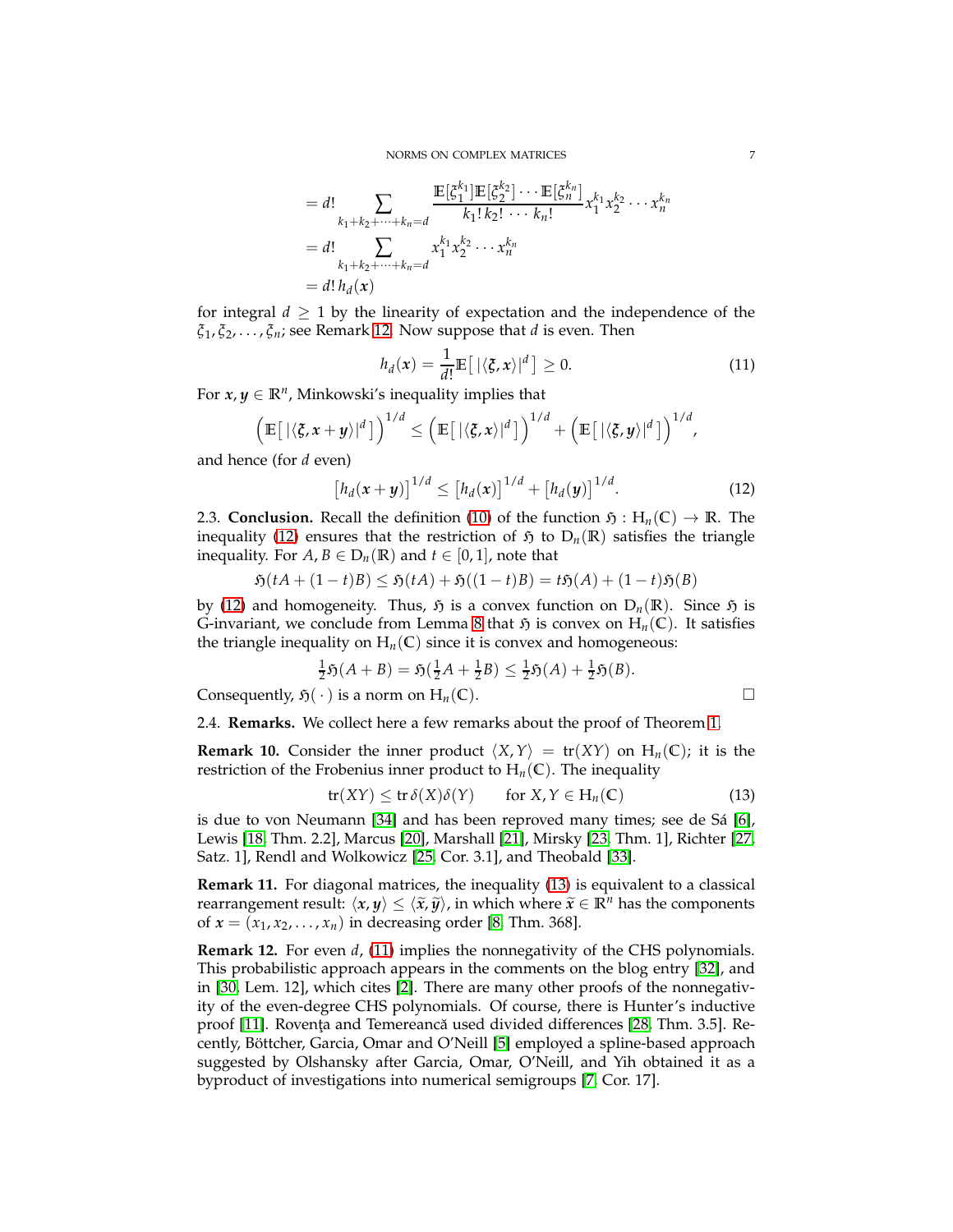$$
\begin{aligned}
&= d! \sum_{k_1+k_2+\cdots+k_n=d} \frac{\mathbb{E}[\xi_1^{k_1}]\mathbb{E}[\xi_2^{k_2}]\cdots\mathbb{E}[\xi_n^{k_n}]}{k_1!\,k_2!\,\cdots\,k_n!} x_1^{k_1}x_2^{k_2}\cdots x_n^{k_n} \\
&= d! \sum_{k_1+k_2+\cdots+k_n=d} x_1^{k_1}x_2^{k_2}\cdots x_n^{k_n} \\
&= d!\, h_d(\boldsymbol{x})
\end{aligned}
$$

for integral $d \geq 1$ by the linearity of expectation and the independence of the $\xi_1, \xi_2, \ldots, \xi_n$; see Remark 12. Now suppose that $d$ is even. Then

$$
h_d(\boldsymbol{x}) = \frac{1}{d!}\mathbb{E}\big[\, |\langle \boldsymbol{\xi}, \boldsymbol{x}\rangle|^d \,\big] \geq 0. \tag{11}
$$

For $\boldsymbol{x}, \boldsymbol{y} \in \mathbb{R}^n$, Minkowski's inequality implies that

$$
\Big(\mathbb{E}\big[\, |\langle \boldsymbol{\xi}, \boldsymbol{x}+\boldsymbol{y}\rangle|^d \,\big]\Big)^{1/d} \leq \Big(\mathbb{E}\big[\, |\langle \boldsymbol{\xi}, \boldsymbol{x}\rangle|^d \,\big]\Big)^{1/d} + \Big(\mathbb{E}\big[\, |\langle \boldsymbol{\xi}, \boldsymbol{y}\rangle|^d \,\big]\Big)^{1/d},
$$

and hence (for $d$ even)

$$
\big[h_d(\boldsymbol{x}+\boldsymbol{y})\big]^{1/d} \leq \big[h_d(\boldsymbol{x})\big]^{1/d} + \big[h_d(\boldsymbol{y})\big]^{1/d}. \tag{12}
$$

2.3. **Conclusion.** Recall the definition (10) of the function $\mathfrak{H} : \mathrm{H}_n(\mathbb{C}) \to \mathbb{R}$. The inequality (12) ensures that the restriction of $\mathfrak{H}$ to $\mathrm{D}_n(\mathbb{R})$ satisfies the triangle inequality. For $A, B \in \mathrm{D}_n(\mathbb{R})$ and $t \in [0,1]$, note that

$$
\mathfrak{H}(tA + (1-t)B) \leq \mathfrak{H}(tA) + \mathfrak{H}((1-t)B) = t\mathfrak{H}(A) + (1-t)\mathfrak{H}(B)
$$

by (12) and homogeneity. Thus, $\mathfrak{H}$ is a convex function on $\mathrm{D}_n(\mathbb{R})$. Since $\mathfrak{H}$ is G-invariant, we conclude from Lemma 8 that $\mathfrak{H}$ is convex on $\mathrm{H}_n(\mathbb{C})$. It satisfies the triangle inequality on $\mathrm{H}_n(\mathbb{C})$ since it is convex and homogeneous:

$$
\tfrac{1}{2}\mathfrak{H}(A+B) = \mathfrak{H}(\tfrac{1}{2}A + \tfrac{1}{2}B) \leq \tfrac{1}{2}\mathfrak{H}(A) + \tfrac{1}{2}\mathfrak{H}(B).
$$

Consequently, $\mathfrak{H}(\,\cdot\,)$ is a norm on $\mathrm{H}_n(\mathbb{C})$. □

2.4. **Remarks.** We collect here a few remarks about the proof of Theorem 1.

**Remark 10.** Consider the inner product $\langle X, Y\rangle = \mathrm{tr}(XY)$ on $\mathrm{H}_n(\mathbb{C})$; it is the restriction of the Frobenius inner product to $\mathrm{H}_n(\mathbb{C})$. The inequality

$$
\mathrm{tr}(XY) \leq \mathrm{tr}\,\delta(X)\delta(Y) \qquad \text{for } X, Y \in \mathrm{H}_n(\mathbb{C}) \tag{13}
$$

is due to von Neumann [34] and has been reproved many times; see de Sá [6], Lewis [18, Thm. 2.2], Marcus [20], Marshall [21], Mirsky [23, Thm. 1], Richter [27, Satz. 1], Rendl and Wolkowicz [25, Cor. 3.1], and Theobald [33].

**Remark 11.** For diagonal matrices, the inequality (13) is equivalent to a classical rearrangement result: $\langle \boldsymbol{x}, \boldsymbol{y}\rangle \leq \langle \widetilde{\boldsymbol{x}}, \widehat{\boldsymbol{y}}\rangle$, in which where $\widetilde{\boldsymbol{x}} \in \mathbb{R}^n$ has the components of $\boldsymbol{x} = (x_1, x_2, \ldots, x_n)$ in decreasing order [8, Thm. 368].

**Remark 12.** For even $d$, (11) implies the nonnegativity of the CHS polynomials. This probabilistic approach appears in the comments on the blog entry [32], and in [30, Lem. 12], which cites [2]. There are many other proofs of the nonnegativity of the even-degree CHS polynomials. Of course, there is Hunter's inductive proof [11]. Rovența and Temereancă used divided differences [28, Thm. 3.5]. Recently, Böttcher, Garcia, Omar and O'Neill [5] employed a spline-based approach suggested by Olshansky after Garcia, Omar, O'Neill, and Yih obtained it as a byproduct of investigations into numerical semigroups [7, Cor. 17].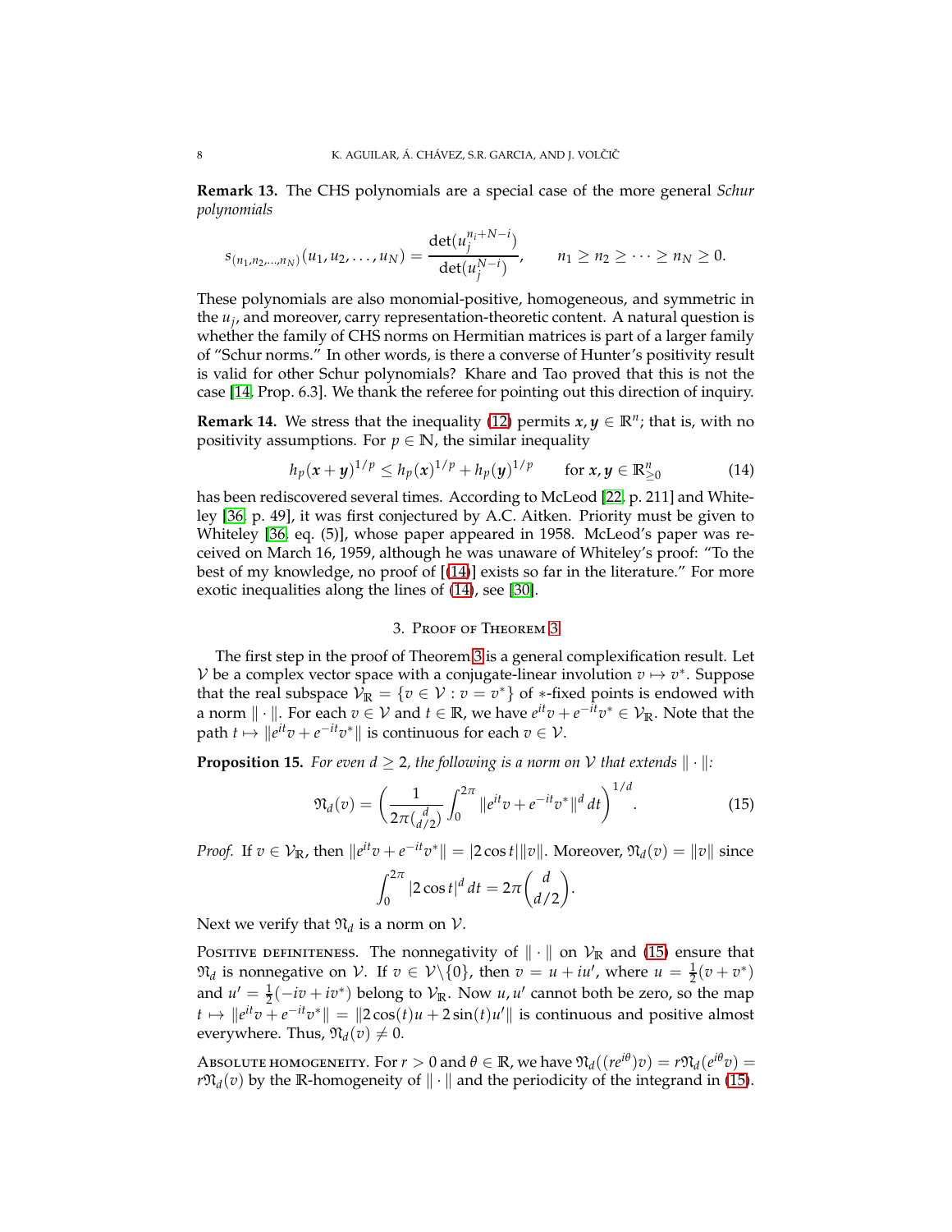**Remark 13.** The CHS polynomials are a special case of the more general *Schur polynomials*

$$s_{(n_1,n_2,\ldots,n_N)}(u_1,u_2,\ldots,u_N) = \frac{\det(u_j^{n_i+N-i})}{\det(u_j^{N-i})}, \qquad n_1 \geq n_2 \geq \cdots \geq n_N \geq 0.$$

These polynomials are also monomial-positive, homogeneous, and symmetric in the $u_j$, and moreover, carry representation-theoretic content. A natural question is whether the family of CHS norms on Hermitian matrices is part of a larger family of "Schur norms." In other words, is there a converse of Hunter's positivity result is valid for other Schur polynomials? Khare and Tao proved that this is not the case [14, Prop. 6.3]. We thank the referee for pointing out this direction of inquiry.

**Remark 14.** We stress that the inequality (12) permits $\boldsymbol{x}, \boldsymbol{y} \in \mathbb{R}^n$; that is, with no positivity assumptions. For $p \in \mathbb{N}$, the similar inequality

$$h_p(\boldsymbol{x}+\boldsymbol{y})^{1/p} \leq h_p(\boldsymbol{x})^{1/p} + h_p(\boldsymbol{y})^{1/p} \qquad \text{for } \boldsymbol{x}, \boldsymbol{y} \in \mathbb{R}^n_{\geq 0} \tag{14}$$

has been rediscovered several times. According to McLeod [22, p. 211] and Whiteley [36, p. 49], it was first conjectured by A.C. Aitken. Priority must be given to Whiteley [36, eq. (5)], whose paper appeared in 1958. McLeod's paper was received on March 16, 1959, although he was unaware of Whiteley's proof: "To the best of my knowledge, no proof of [(14)] exists so far in the literature." For more exotic inequalities along the lines of (14), see [30].

## 3. Proof of Theorem 3

The first step in the proof of Theorem 3 is a general complexification result. Let $\mathcal{V}$ be a complex vector space with a conjugate-linear involution $v \mapsto v^*$. Suppose that the real subspace $\mathcal{V}_{\mathbb{R}} = \{v \in \mathcal{V} : v = v^*\}$ of $*$-fixed points is endowed with a norm $\|\cdot\|$. For each $v \in \mathcal{V}$ and $t \in \mathbb{R}$, we have $e^{it}v + e^{-it}v^* \in \mathcal{V}_{\mathbb{R}}$. Note that the path $t \mapsto \|e^{it}v + e^{-it}v^*\|$ is continuous for each $v \in \mathcal{V}$.

**Proposition 15.** *For even $d \geq 2$, the following is a norm on $\mathcal{V}$ that extends $\|\cdot\|$:*

$$\mathfrak{N}_d(v) = \left( \frac{1}{2\pi\binom{d}{d/2}} \int_0^{2\pi} \|e^{it}v + e^{-it}v^*\|^d \, dt \right)^{1/d}. \tag{15}$$

*Proof.* If $v \in \mathcal{V}_{\mathbb{R}}$, then $\|e^{it}v + e^{-it}v^*\| = |2\cos t|\|v\|$. Moreover, $\mathfrak{N}_d(v) = \|v\|$ since

$$\int_0^{2\pi} |2\cos t|^d \, dt = 2\pi\binom{d}{d/2}.$$

Next we verify that $\mathfrak{N}_d$ is a norm on $\mathcal{V}$.

Positive definiteness. The nonnegativity of $\|\cdot\|$ on $\mathcal{V}_{\mathbb{R}}$ and (15) ensure that $\mathfrak{N}_d$ is nonnegative on $\mathcal{V}$. If $v \in \mathcal{V}\backslash\{0\}$, then $v = u + iu'$, where $u = \frac{1}{2}(v + v^*)$ and $u' = \frac{1}{2}(-iv + iv^*)$ belong to $\mathcal{V}_{\mathbb{R}}$. Now $u, u'$ cannot both be zero, so the map $t \mapsto \|e^{it}v + e^{-it}v^*\| = \|2\cos(t)u + 2\sin(t)u'\|$ is continuous and positive almost everywhere. Thus, $\mathfrak{N}_d(v) \neq 0$.

Absolute homogeneity. For $r > 0$ and $\theta \in \mathbb{R}$, we have $\mathfrak{N}_d((re^{i\theta})v) = r\mathfrak{N}_d(e^{i\theta}v) = r\mathfrak{N}_d(v)$ by the $\mathbb{R}$-homogeneity of $\|\cdot\|$ and the periodicity of the integrand in (15).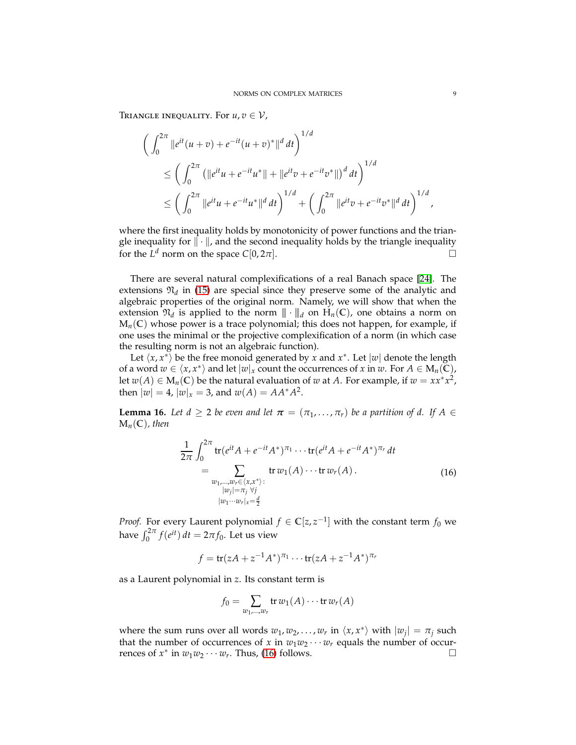Triangle inequality. For $u, v \in \mathcal{V}$,

$$
\begin{aligned}
\bigg( \int_0^{2\pi} \|e^{it}(u+v) + e^{-it}(u+v)^*\|^d \, dt \bigg)^{1/d} \\
&\leq \bigg( \int_0^{2\pi} \big( \|e^{it}u + e^{-it}u^*\| + \|e^{it}v + e^{-it}v^*\| \big)^d \, dt \bigg)^{1/d} \\
&\leq \bigg( \int_0^{2\pi} \|e^{it}u + e^{-it}u^*\|^d \, dt \bigg)^{1/d} + \bigg( \int_0^{2\pi} \|e^{it}v + e^{-it}v^*\|^d \, dt \bigg)^{1/d},
\end{aligned}
$$

where the first inequality holds by monotonicity of power functions and the triangle inequality for $\|\cdot\|$, and the second inequality holds by the triangle inequality for the $L^d$ norm on the space $C[0, 2\pi]$. $\square$

There are several natural complexifications of a real Banach space [24]. The extensions $\mathfrak{N}_d$ in (15) are special since they preserve some of the analytic and algebraic properties of the original norm. Namely, we will show that when the extension $\mathfrak{N}_d$ is applied to the norm $|\!|\!|\cdot|\!|\!|_d$ on $\mathrm{H}_n(\mathbb{C})$, one obtains a norm on $\mathrm{M}_n(\mathbb{C})$ whose power is a trace polynomial; this does not happen, for example, if one uses the minimal or the projective complexification of a norm (in which case the resulting norm is not an algebraic function).

Let $\langle x, x^* \rangle$ be the free monoid generated by $x$ and $x^*$. Let $|w|$ denote the length of a word $w \in \langle x, x^* \rangle$ and let $|w|_x$ count the occurrences of $x$ in $w$. For $A \in \mathrm{M}_n(\mathbb{C})$, let $w(A) \in \mathrm{M}_n(\mathbb{C})$ be the natural evaluation of $w$ at $A$. For example, if $w = xx^*x^2$, then $|w| = 4$, $|w|_x = 3$, and $w(A) = AA^*A^2$.

**Lemma 16.** *Let $d \geq 2$ be even and let $\boldsymbol{\pi} = (\pi_1, \ldots, \pi_r)$ be a partition of $d$. If $A \in \mathrm{M}_n(\mathbb{C})$, then*

$$
\begin{aligned}
\frac{1}{2\pi} \int_0^{2\pi} \operatorname{tr}(e^{it}A + e^{-it}A^*)^{\pi_1} \cdots \operatorname{tr}(e^{it}A + e^{-it}A^*)^{\pi_r} \, dt \\
= \sum_{\substack{w_1, \ldots, w_r \in \langle x, x^* \rangle : \\ |w_j| = \pi_j \ \forall j \\ |w_1 \cdots w_r|_x = \frac{d}{2}}} \operatorname{tr} w_1(A) \cdots \operatorname{tr} w_r(A). \qquad (16)
\end{aligned}
$$

*Proof.* For every Laurent polynomial $f \in \mathbb{C}[z, z^{-1}]$ with the constant term $f_0$ we have $\int_0^{2\pi} f(e^{it}) \, dt = 2\pi f_0$. Let us view

$$
f = \operatorname{tr}(zA + z^{-1}A^*)^{\pi_1} \cdots \operatorname{tr}(zA + z^{-1}A^*)^{\pi_r}
$$

as a Laurent polynomial in $z$. Its constant term is

$$
f_0 = \sum_{w_1, \ldots, w_r} \operatorname{tr} w_1(A) \cdots \operatorname{tr} w_r(A)
$$

where the sum runs over all words $w_1, w_2, \ldots, w_r$ in $\langle x, x^* \rangle$ with $|w_j| = \pi_j$ such that the number of occurrences of $x$ in $w_1 w_2 \cdots w_r$ equals the number of occurrences of $x^*$ in $w_1 w_2 \cdots w_r$. Thus, (16) follows. $\square$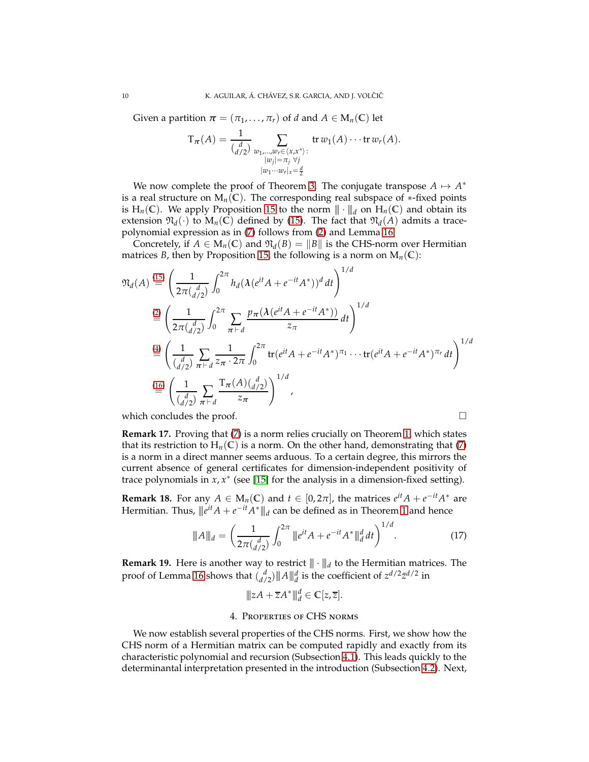Given a partition $\boldsymbol{\pi} = (\pi_1, \ldots, \pi_r)$ of $d$ and $A \in \mathrm{M}_n(\mathbb{C})$ let

$$\mathrm{T}_{\boldsymbol{\pi}}(A) = \frac{1}{\binom{d}{d/2}} \sum_{\substack{w_1,\ldots,w_r \in \langle x, x^* \rangle : \\ |w_j| = \pi_j \ \forall j \\ |w_1 \cdots w_r|_x = \frac{d}{2}}} \operatorname{tr} w_1(A) \cdots \operatorname{tr} w_r(A).$$

We now complete the proof of Theorem 3. The conjugate transpose $A \mapsto A^*$ is a real structure on $\mathrm{M}_n(\mathbb{C})$. The corresponding real subspace of $*$-fixed points is $\mathrm{H}_n(\mathbb{C})$. We apply Proposition 15 to the norm $\|\!| \cdot |\!\|_d$ on $\mathrm{H}_n(\mathbb{C})$ and obtain its extension $\mathfrak{N}_d(\cdot)$ to $\mathrm{M}_n(\mathbb{C})$ defined by (15). The fact that $\mathfrak{N}_d(A)$ admits a trace-polynomial expression as in (7) follows from (2) and Lemma 16.

Concretely, if $A \in \mathrm{M}_n(\mathbb{C})$ and $\mathfrak{N}_d(B) = \|B\|$ is the CHS-norm over Hermitian matrices $B$, then by Proposition 15, the following is a norm on $\mathrm{M}_n(\mathbb{C})$:

$$\begin{aligned}
\mathfrak{N}_d(A) &\overset{(15)}{=} \left( \frac{1}{2\pi \binom{d}{d/2}} \int_0^{2\pi} h_d(\boldsymbol{\lambda}(e^{it}A + e^{-it}A^*))^d \, dt \right)^{1/d} \\
&\overset{(2)}{=} \left( \frac{1}{2\pi \binom{d}{d/2}} \int_0^{2\pi} \sum_{\boldsymbol{\pi} \vdash d} \frac{p_{\boldsymbol{\pi}}(\boldsymbol{\lambda}(e^{it}A + e^{-it}A^*))}{z_{\boldsymbol{\pi}}} \, dt \right)^{1/d} \\
&\overset{(4)}{=} \left( \frac{1}{\binom{d}{d/2}} \sum_{\boldsymbol{\pi} \vdash d} \frac{1}{z_{\boldsymbol{\pi}} \cdot 2\pi} \int_0^{2\pi} \operatorname{tr}(e^{it}A + e^{-it}A^*)^{\pi_1} \cdots \operatorname{tr}(e^{it}A + e^{-it}A^*)^{\pi_r} \, dt \right)^{1/d} \\
&\overset{(16)}{=} \left( \frac{1}{\binom{d}{d/2}} \sum_{\boldsymbol{\pi} \vdash d} \frac{\mathrm{T}_{\boldsymbol{\pi}}(A) \binom{d}{d/2}}{z_{\boldsymbol{\pi}}} \right)^{1/d},
\end{aligned}$$

which concludes the proof. $\square$

**Remark 17.** Proving that (7) is a norm relies crucially on Theorem 1, which states that its restriction to $\mathrm{H}_n(\mathbb{C})$ is a norm. On the other hand, demonstrating that (7) is a norm in a direct manner seems arduous. To a certain degree, this mirrors the current absence of general certificates for dimension-independent positivity of trace polynomials in $x, x^*$ (see [15] for the analysis in a dimension-fixed setting).

**Remark 18.** For any $A \in \mathrm{M}_n(\mathbb{C})$ and $t \in [0, 2\pi]$, the matrices $e^{it}A + e^{-it}A^*$ are Hermitian. Thus, $\|\!| e^{it}A + e^{-it}A^* |\!\|_d$ can be defined as in Theorem 1 and hence

$$\|\!| A |\!\|_d = \left( \frac{1}{2\pi \binom{d}{d/2}} \int_0^{2\pi} \|\!| e^{it}A + e^{-it}A^* |\!\|_d^d \, dt \right)^{1/d}. \tag{17}$$

**Remark 19.** Here is another way to restrict $\|\!| \cdot |\!\|_d$ to the Hermitian matrices. The proof of Lemma 16 shows that $\binom{d}{d/2} \|\!| A |\!\|_d^d$ is the coefficient of $z^{d/2}\overline{z}^{d/2}$ in

$$\|\!| zA + \overline{z}A^* |\!\|_d^d \in \mathbb{C}[z, \overline{z}].$$

## 4. Properties of CHS norms

We now establish several properties of the CHS norms. First, we show how the CHS norm of a Hermitian matrix can be computed rapidly and exactly from its characteristic polynomial and recursion (Subsection 4.1). This leads quickly to the determinantal interpretation presented in the introduction (Subsection 4.2). Next,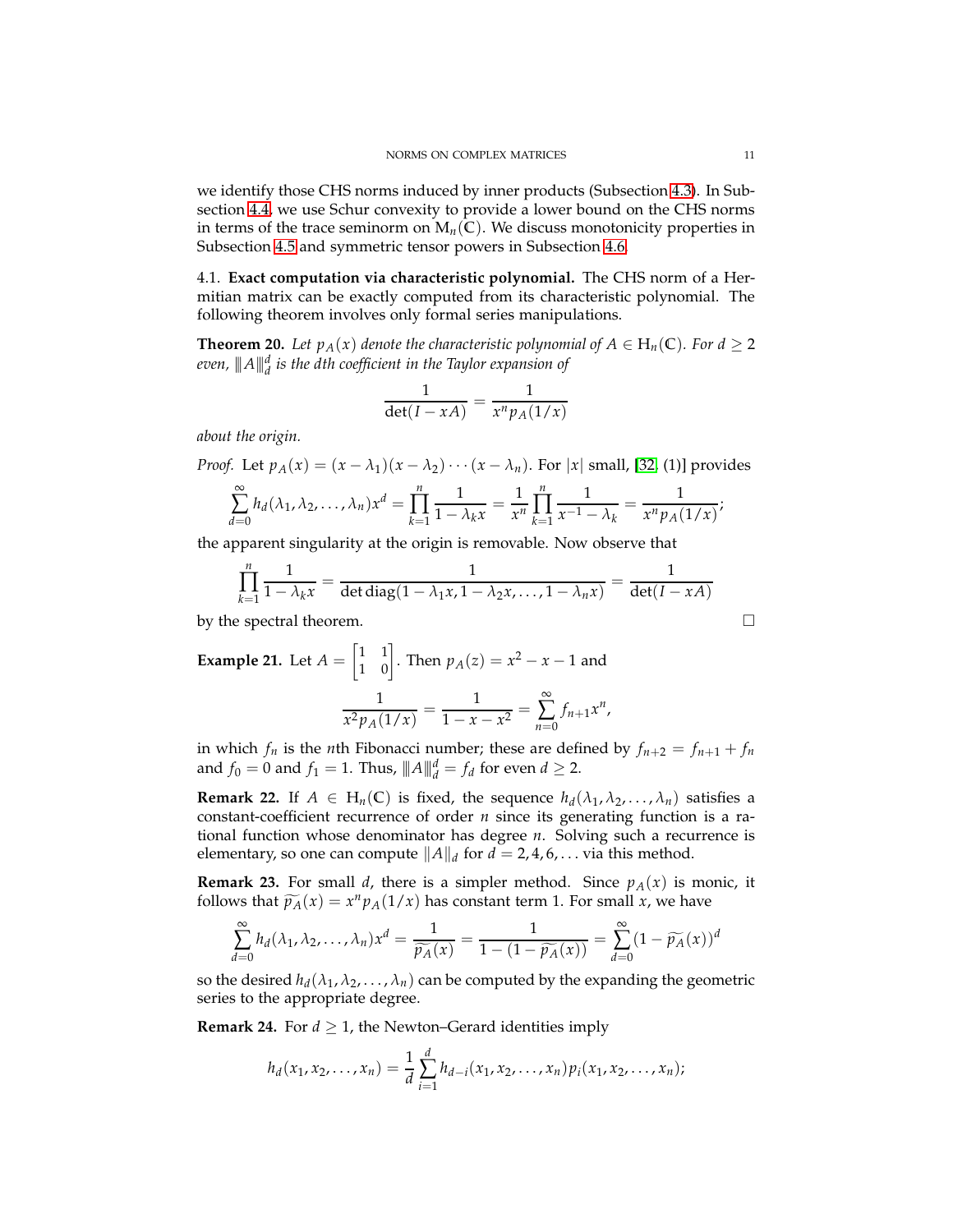we identify those CHS norms induced by inner products (Subsection 4.3). In Subsection 4.4, we use Schur convexity to provide a lower bound on the CHS norms in terms of the trace seminorm on $\mathrm{M}_n(\mathbb{C})$. We discuss monotonicity properties in Subsection 4.5 and symmetric tensor powers in Subsection 4.6.

4.1. **Exact computation via characteristic polynomial.** The CHS norm of a Hermitian matrix can be exactly computed from its characteristic polynomial. The following theorem involves only formal series manipulations.

**Theorem 20.** *Let $p_A(x)$ denote the characteristic polynomial of $A \in \mathrm{H}_n(\mathbb{C})$. For $d \geq 2$ even, $\|A\|_d^d$ is the $d$th coefficient in the Taylor expansion of*

$$\frac{1}{\det(I - xA)} = \frac{1}{x^n p_A(1/x)}$$

*about the origin.*

*Proof.* Let $p_A(x) = (x - \lambda_1)(x - \lambda_2)\cdots(x - \lambda_n)$. For $|x|$ small, [32, (1)] provides

$$\sum_{d=0}^{\infty} h_d(\lambda_1, \lambda_2, \ldots, \lambda_n)x^d = \prod_{k=1}^{n} \frac{1}{1 - \lambda_k x} = \frac{1}{x^n} \prod_{k=1}^{n} \frac{1}{x^{-1} - \lambda_k} = \frac{1}{x^n p_A(1/x)};$$

the apparent singularity at the origin is removable. Now observe that

$$\prod_{k=1}^{n} \frac{1}{1 - \lambda_k x} = \frac{1}{\det \operatorname{diag}(1 - \lambda_1 x, 1 - \lambda_2 x, \ldots, 1 - \lambda_n x)} = \frac{1}{\det(I - xA)}$$

by the spectral theorem. $\square$

**Example 21.** Let $A = \begin{bmatrix} 1 & 1 \\ 1 & 0 \end{bmatrix}$. Then $p_A(z) = x^2 - x - 1$ and

$$\frac{1}{x^2 p_A(1/x)} = \frac{1}{1 - x - x^2} = \sum_{n=0}^{\infty} f_{n+1} x^n,$$

in which $f_n$ is the $n$th Fibonacci number; these are defined by $f_{n+2} = f_{n+1} + f_n$ and $f_0 = 0$ and $f_1 = 1$. Thus, $\|A\|_d^d = f_d$ for even $d \geq 2$.

**Remark 22.** If $A \in \mathrm{H}_n(\mathbb{C})$ is fixed, the sequence $h_d(\lambda_1, \lambda_2, \ldots, \lambda_n)$ satisfies a constant-coefficient recurrence of order $n$ since its generating function is a rational function whose denominator has degree $n$. Solving such a recurrence is elementary, so one can compute $\|A\|_d$ for $d = 2, 4, 6, \ldots$ via this method.

**Remark 23.** For small $d$, there is a simpler method. Since $p_A(x)$ is monic, it follows that $\widetilde{p_A}(x) = x^n p_A(1/x)$ has constant term 1. For small $x$, we have

$$\sum_{d=0}^{\infty} h_d(\lambda_1, \lambda_2, \ldots, \lambda_n)x^d = \frac{1}{\widetilde{p_A}(x)} = \frac{1}{1 - (1 - \widetilde{p_A}(x))} = \sum_{d=0}^{\infty} (1 - \widetilde{p_A}(x))^d$$

so the desired $h_d(\lambda_1, \lambda_2, \ldots, \lambda_n)$ can be computed by the expanding the geometric series to the appropriate degree.

**Remark 24.** For $d \geq 1$, the Newton–Gerard identities imply

$$h_d(x_1, x_2, \ldots, x_n) = \frac{1}{d} \sum_{i=1}^{d} h_{d-i}(x_1, x_2, \ldots, x_n) p_i(x_1, x_2, \ldots, x_n);$$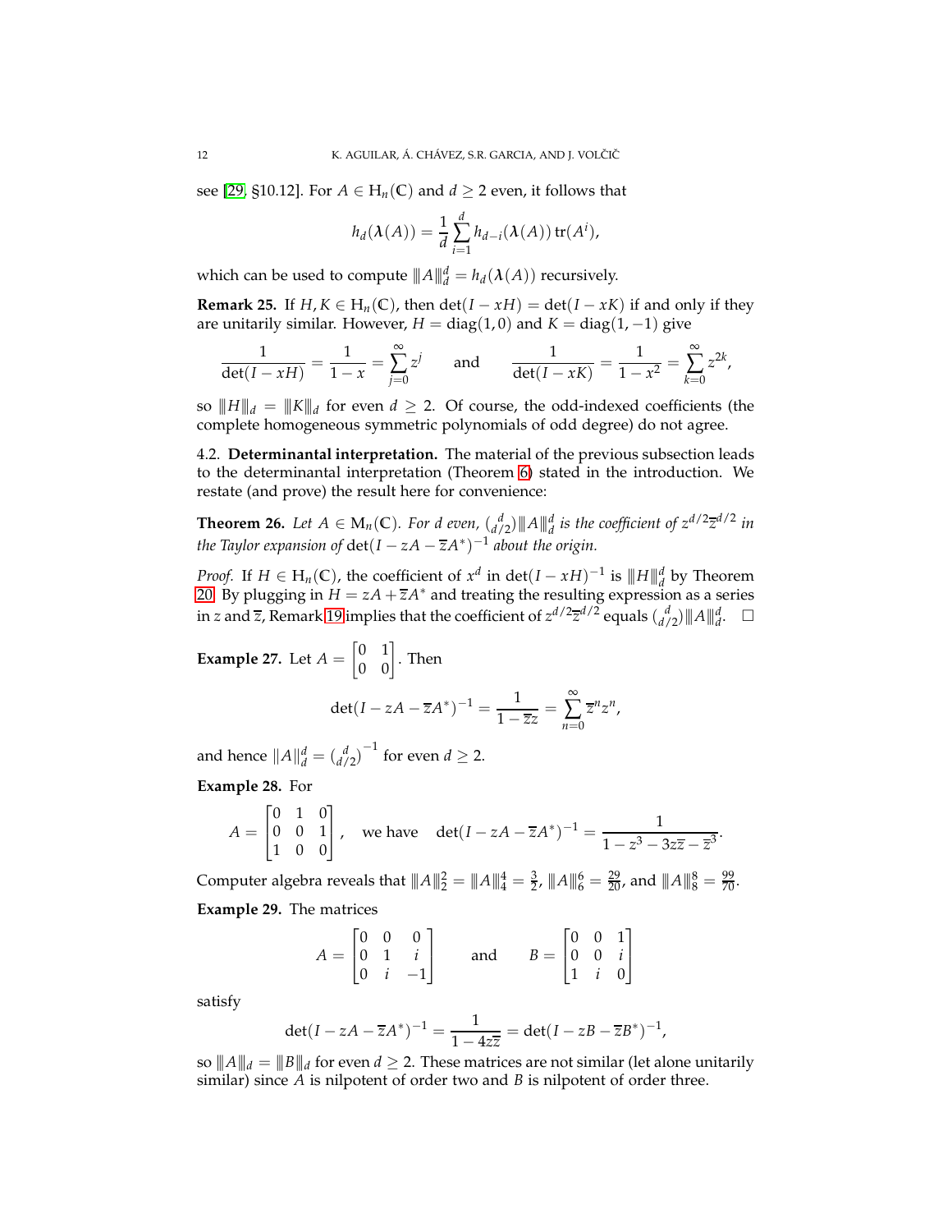see [29, §10.12]. For $A \in \mathrm{H}_n(\mathbb{C})$ and $d \geq 2$ even, it follows that

$$h_d(\boldsymbol{\lambda}(A)) = \frac{1}{d}\sum_{i=1}^{d} h_{d-i}(\boldsymbol{\lambda}(A))\,\mathrm{tr}(A^i),$$

which can be used to compute $\|A\|_d^d = h_d(\boldsymbol{\lambda}(A))$ recursively.

**Remark 25.** If $H, K \in \mathrm{H}_n(\mathbb{C})$, then $\det(I - xH) = \det(I - xK)$ if and only if they are unitarily similar. However, $H = \mathrm{diag}(1,0)$ and $K = \mathrm{diag}(1,-1)$ give

$$\frac{1}{\det(I - xH)} = \frac{1}{1-x} = \sum_{j=0}^{\infty} z^j \qquad \text{and} \qquad \frac{1}{\det(I-xK)} = \frac{1}{1-x^2} = \sum_{k=0}^{\infty} z^{2k},$$

so $\|H\|_d = \|K\|_d$ for even $d \geq 2$. Of course, the odd-indexed coefficients (the complete homogeneous symmetric polynomials of odd degree) do not agree.

4.2. **Determinantal interpretation.** The material of the previous subsection leads to the determinantal interpretation (Theorem 6) stated in the introduction. We restate (and prove) the result here for convenience:

**Theorem 26.** *Let $A \in \mathrm{M}_n(\mathbb{C})$. For $d$ even, $\binom{d}{d/2}\|A\|_d^d$ is the coefficient of $z^{d/2}\overline{z}^{d/2}$ in the Taylor expansion of $\det(I - zA - \overline{z}A^*)^{-1}$ about the origin.*

*Proof.* If $H \in \mathrm{H}_n(\mathbb{C})$, the coefficient of $x^d$ in $\det(I - xH)^{-1}$ is $\|H\|_d^d$ by Theorem 20. By plugging in $H = zA + \overline{z}A^*$ and treating the resulting expression as a series in $z$ and $\overline{z}$, Remark 19 implies that the coefficient of $z^{d/2}\overline{z}^{d/2}$ equals $\binom{d}{d/2}\|A\|_d^d$. $\square$

**Example 27.** Let $A = \begin{bmatrix} 0 & 1 \\ 0 & 0 \end{bmatrix}$. Then

$$\det(I - zA - \overline{z}A^*)^{-1} = \frac{1}{1 - \overline{z}z} = \sum_{n=0}^{\infty} \overline{z}^n z^n,$$

and hence $\|A\|_d^d = \binom{d}{d/2}^{-1}$ for even $d \geq 2$.

**Example 28.** For

$$A = \begin{bmatrix} 0 & 1 & 0 \\ 0 & 0 & 1 \\ 1 & 0 & 0 \end{bmatrix}, \quad \text{we have} \quad \det(I - zA - \overline{z}A^*)^{-1} = \frac{1}{1 - z^3 - 3z\overline{z} - \overline{z}^3}.$$

Computer algebra reveals that $\|A\|_2^2 = \|A\|_4^4 = \frac{3}{2}$, $\|A\|_6^6 = \frac{29}{20}$, and $\|A\|_8^8 = \frac{99}{70}$.

**Example 29.** The matrices

$$A = \begin{bmatrix} 0 & 0 & 0 \\ 0 & 1 & i \\ 0 & i & -1 \end{bmatrix} \qquad \text{and} \qquad B = \begin{bmatrix} 0 & 0 & 1 \\ 0 & 0 & i \\ 1 & i & 0 \end{bmatrix}$$

satisfy

$$\det(I - zA - \overline{z}A^*)^{-1} = \frac{1}{1 - 4z\overline{z}} = \det(I - zB - \overline{z}B^*)^{-1},$$

so $\|A\|_d = \|B\|_d$ for even $d \geq 2$. These matrices are not similar (let alone unitarily similar) since $A$ is nilpotent of order two and $B$ is nilpotent of order three.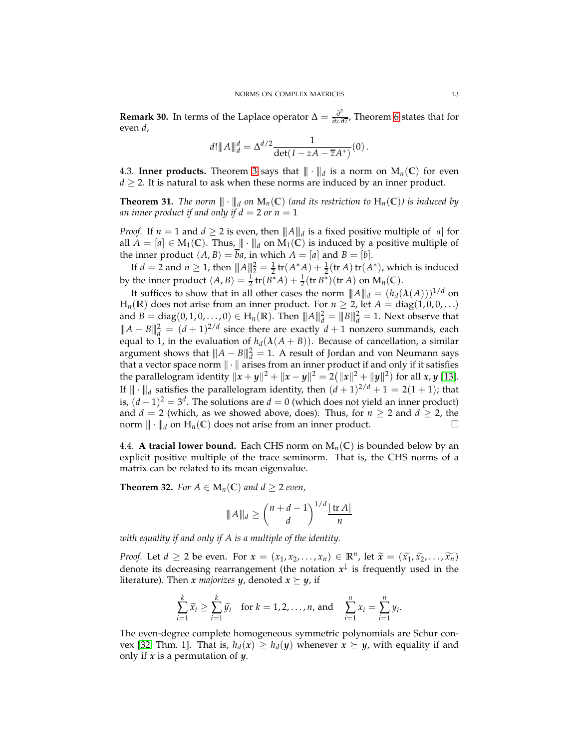**Remark 30.** In terms of the Laplace operator $\Delta = \frac{\partial^2}{\partial z \, \partial \overline{z}}$, Theorem 6 states that for even $d$,

$$d! \|A\|_d^d = \Delta^{d/2} \frac{1}{\det(I - zA - \overline{z}A^*)}(0) \,.$$

4.3. **Inner products.** Theorem 3 says that $\|\cdot\|_d$ is a norm on $\mathrm{M}_n(\mathbb{C})$ for even $d \geq 2$. It is natural to ask when these norms are induced by an inner product.

**Theorem 31.** *The norm $\|\cdot\|_d$ on $\mathrm{M}_n(\mathbb{C})$ (and its restriction to $\mathrm{H}_n(\mathbb{C})$) is induced by an inner product if and only if $d = 2$ or $n = 1$*

*Proof.* If $n = 1$ and $d \geq 2$ is even, then $\|A\|_d$ is a fixed positive multiple of $|a|$ for all $A = [a] \in \mathrm{M}_1(\mathbb{C})$. Thus, $\|\cdot\|_d$ on $\mathrm{M}_1(\mathbb{C})$ is induced by a positive multiple of the inner product $\langle A, B \rangle = \overline{b}a$, in which $A = [a]$ and $B = [b]$.

If $d = 2$ and $n \geq 1$, then $\|A\|_2^2 = \frac{1}{2}\operatorname{tr}(A^*A) + \frac{1}{2}(\operatorname{tr} A)\operatorname{tr}(A^*)$, which is induced by the inner product $\langle A, B \rangle = \frac{1}{2}\operatorname{tr}(B^*A) + \frac{1}{2}(\operatorname{tr} B^*)(\operatorname{tr} A)$ on $\mathrm{M}_n(\mathbb{C})$.

It suffices to show that in all other cases the norm $\|A\|_d = (h_d(\boldsymbol{\lambda}(A)))^{1/d}$ on $\mathrm{H}_n(\mathbb{R})$ does not arise from an inner product. For $n \geq 2$, let $A = \operatorname{diag}(1, 0, 0, \ldots)$ and $B = \operatorname{diag}(0, 1, 0, \ldots, 0) \in \mathrm{H}_n(\mathbb{R})$. Then $\|A\|_d^2 = \|B\|_d^2 = 1$. Next observe that $\|A + B\|_d^2 = (d+1)^{2/d}$ since there are exactly $d + 1$ nonzero summands, each equal to 1, in the evaluation of $h_d(\boldsymbol{\lambda}(A + B))$. Because of cancellation, a similar argument shows that $\|A - B\|_d^2 = 1$. A result of Jordan and von Neumann says that a vector space norm $\|\cdot\|$ arises from an inner product if and only if it satisfies the parallelogram identity $\|\boldsymbol{x} + \boldsymbol{y}\|^2 + \|\boldsymbol{x} - \boldsymbol{y}\|^2 = 2\big(\|\boldsymbol{x}\|^2 + \|\boldsymbol{y}\|^2\big)$ for all $\boldsymbol{x}, \boldsymbol{y}$ [13]. If $\|\cdot\|_d$ satisfies the parallelogram identity, then $(d+1)^{2/d} + 1 = 2(1 + 1)$; that is, $(d+1)^2 = 3^d$. The solutions are $d = 0$ (which does not yield an inner product) and $d = 2$ (which, as we showed above, does). Thus, for $n \geq 2$ and $d \geq 2$, the norm $\|\cdot\|_d$ on $\mathrm{H}_n(\mathbb{C})$ does not arise from an inner product. $\square$

4.4. **A tracial lower bound.** Each CHS norm on $\mathrm{M}_n(\mathbb{C})$ is bounded below by an explicit positive multiple of the trace seminorm. That is, the CHS norms of a matrix can be related to its mean eigenvalue.

**Theorem 32.** *For $A \in \mathrm{M}_n(\mathbb{C})$ and $d \geq 2$ even,*

$$\|A\|_d \geq \binom{n+d-1}{d}^{1/d} \frac{|\operatorname{tr} A|}{n}$$

*with equality if and only if $A$ is a multiple of the identity.*

*Proof.* Let $d \geq 2$ be even. For $\boldsymbol{x} = (x_1, x_2, \ldots, x_n) \in \mathbb{R}^n$, let $\widetilde{\boldsymbol{x}} = (\widetilde{x_1}, \widetilde{x_2}, \ldots, \widetilde{x_n})$ denote its decreasing rearrangement (the notation $\boldsymbol{x}^{\downarrow}$ is frequently used in the literature). Then $\boldsymbol{x}$ *majorizes* $\boldsymbol{y}$, denoted $\boldsymbol{x} \succeq \boldsymbol{y}$, if

$$\sum_{i=1}^{k} \widetilde{x}_i \geq \sum_{i=1}^{k} \widetilde{y}_i \quad \text{for } k = 1, 2, \ldots, n, \text{ and} \quad \sum_{i=1}^{n} x_i = \sum_{i=1}^{n} y_i.$$

The even-degree complete homogeneous symmetric polynomials are Schur convex [32, Thm. 1]. That is, $h_d(\boldsymbol{x}) \geq h_d(\boldsymbol{y})$ whenever $\boldsymbol{x} \succeq \boldsymbol{y}$, with equality if and only if $\boldsymbol{x}$ is a permutation of $\boldsymbol{y}$.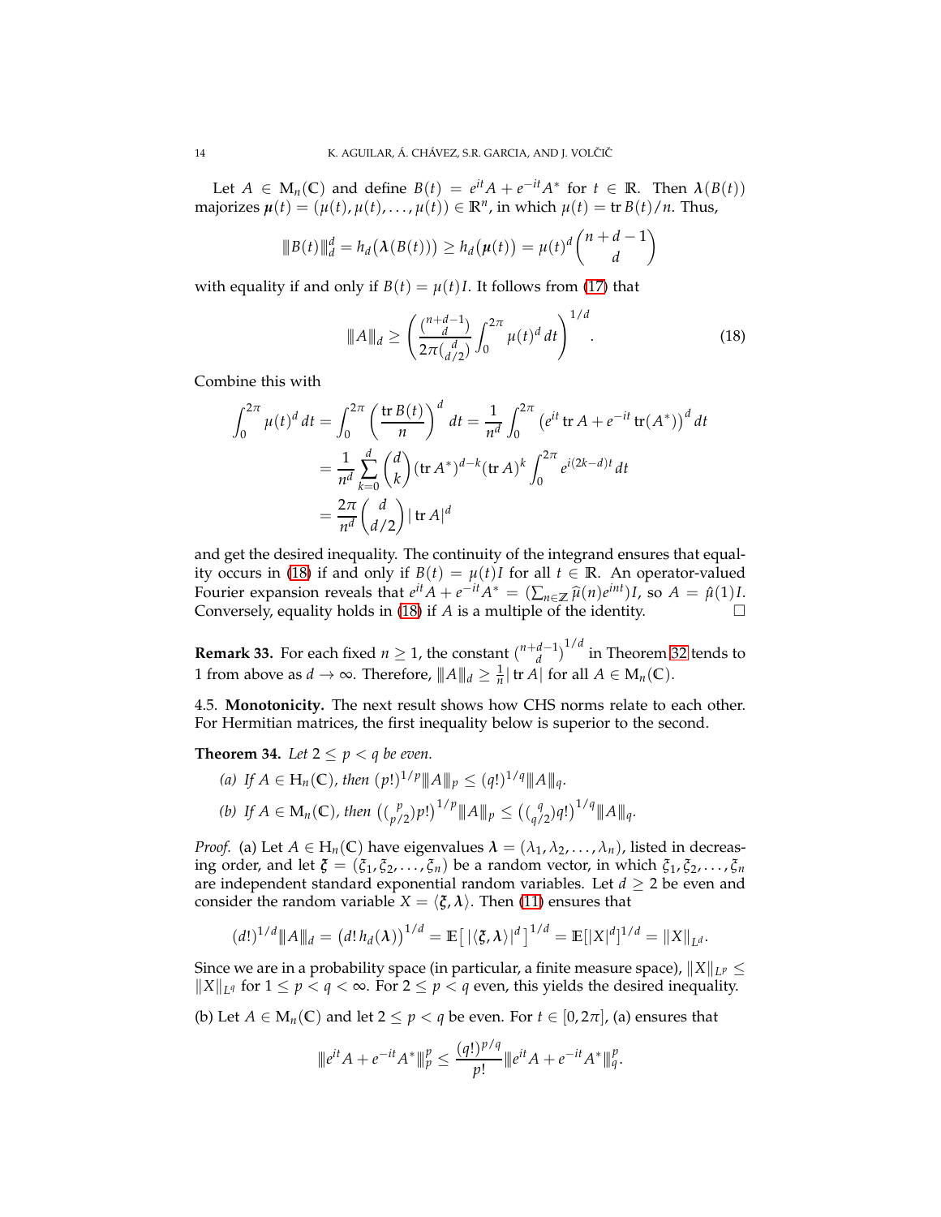Let $A \in \mathrm{M}_n(\mathbb{C})$ and define $B(t) = e^{it}A + e^{-it}A^*$ for $t \in \mathbb{R}$. Then $\boldsymbol{\lambda}(B(t))$ majorizes $\boldsymbol{\mu}(t) = (\mu(t), \mu(t), \ldots, \mu(t)) \in \mathbb{R}^n$, in which $\mu(t) = \operatorname{tr} B(t)/n$. Thus,

$$\|B(t)\|_d^d = h_d\big(\boldsymbol{\lambda}(B(t))\big) \geq h_d\big(\boldsymbol{\mu}(t)\big) = \mu(t)^d \binom{n+d-1}{d}$$

with equality if and only if $B(t) = \mu(t)I$. It follows from (17) that

$$\|A\|_d \geq \left( \frac{\binom{n+d-1}{d}}{2\pi \binom{d}{d/2}} \int_0^{2\pi} \mu(t)^d \, dt \right)^{1/d}. \tag{18}$$

Combine this with

$$\begin{aligned}
\int_0^{2\pi} \mu(t)^d \, dt &= \int_0^{2\pi} \left( \frac{\operatorname{tr} B(t)}{n} \right)^d dt = \frac{1}{n^d} \int_0^{2\pi} \left( e^{it} \operatorname{tr} A + e^{-it} \operatorname{tr}(A^*) \right)^d dt \\
&= \frac{1}{n^d} \sum_{k=0}^{d} \binom{d}{k} (\operatorname{tr} A^*)^{d-k} (\operatorname{tr} A)^k \int_0^{2\pi} e^{i(2k-d)t} \, dt \\
&= \frac{2\pi}{n^d} \binom{d}{d/2} |\operatorname{tr} A|^d
\end{aligned}$$

and get the desired inequality. The continuity of the integrand ensures that equality occurs in (18) if and only if $B(t) = \mu(t)I$ for all $t \in \mathbb{R}$. An operator-valued Fourier expansion reveals that $e^{it}A + e^{-it}A^* = (\sum_{n \in \mathbb{Z}} \widehat{\mu}(n) e^{int})I$, so $A = \hat{\mu}(1)I$. Conversely, equality holds in (18) if $A$ is a multiple of the identity. $\square$

**Remark 33.** For each fixed $n \geq 1$, the constant $\binom{n+d-1}{d}^{1/d}$ in Theorem 32 tends to 1 from above as $d \to \infty$. Therefore, $\|A\|_d \geq \frac{1}{n} |\operatorname{tr} A|$ for all $A \in \mathrm{M}_n(\mathbb{C})$.

### 4.5. Monotonicity.

The next result shows how CHS norms relate to each other. For Hermitian matrices, the first inequality below is superior to the second.

**Theorem 34.** *Let $2 \leq p < q$ be even.*

*(a) If $A \in \mathrm{H}_n(\mathbb{C})$, then $(p!)^{1/p} \|A\|_p \leq (q!)^{1/q} \|A\|_q$.*

*(b) If $A \in \mathrm{M}_n(\mathbb{C})$, then $\big(\binom{p}{p/2} p!\big)^{1/p} \|A\|_p \leq \big(\binom{q}{q/2} q!\big)^{1/q} \|A\|_q$.*

*Proof.* (a) Let $A \in \mathrm{H}_n(\mathbb{C})$ have eigenvalues $\boldsymbol{\lambda} = (\lambda_1, \lambda_2, \ldots, \lambda_n)$, listed in decreasing order, and let $\boldsymbol{\xi} = (\xi_1, \xi_2, \ldots, \xi_n)$ be a random vector, in which $\xi_1, \xi_2, \ldots, \xi_n$ are independent standard exponential random variables. Let $d \geq 2$ be even and consider the random variable $X = \langle \boldsymbol{\xi}, \boldsymbol{\lambda} \rangle$. Then (11) ensures that

$$(d!)^{1/d} \|A\|_d = \big(d!\, h_d(\boldsymbol{\lambda})\big)^{1/d} = \mathbb{E}\big[\, |\langle \boldsymbol{\xi}, \boldsymbol{\lambda} \rangle|^d \,\big]^{1/d} = \mathbb{E}[|X|^d]^{1/d} = \|X\|_{L^d}.$$

Since we are in a probability space (in particular, a finite measure space), $\|X\|_{L^p} \leq \|X\|_{L^q}$ for $1 \leq p < q < \infty$. For $2 \leq p < q$ even, this yields the desired inequality.

(b) Let $A \in \mathrm{M}_n(\mathbb{C})$ and let $2 \leq p < q$ be even. For $t \in [0, 2\pi]$, (a) ensures that

$$\|e^{it}A + e^{-it}A^*\|_p^p \leq \frac{(q!)^{p/q}}{p!} \|e^{it}A + e^{-it}A^*\|_q^p.$$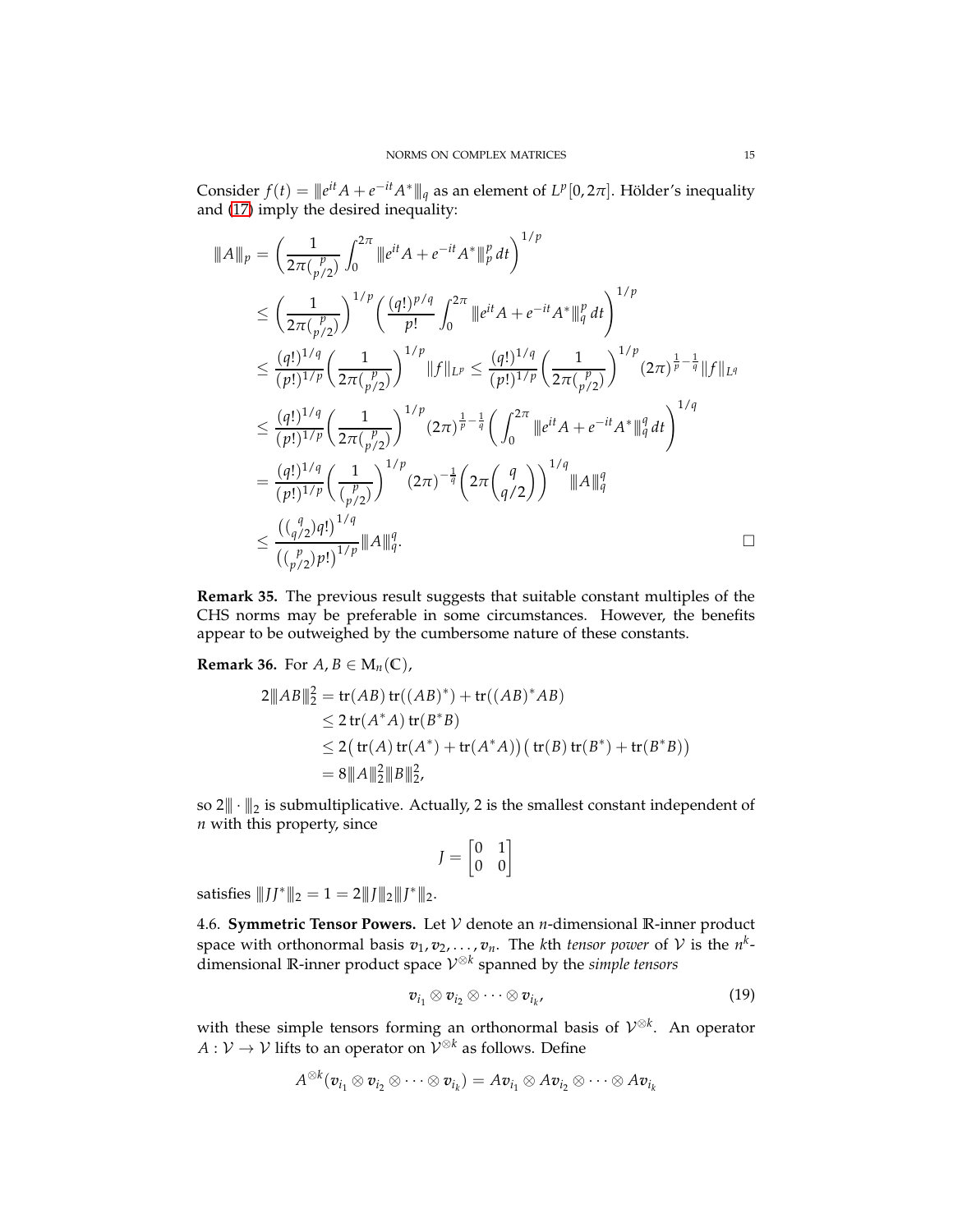Consider $f(t) = \|e^{it}A + e^{-it}A^*\|_q$ as an element of $L^p[0, 2\pi]$. Hölder's inequality and (17) imply the desired inequality:

$$
\begin{aligned}
\|A\|_p &= \left( \frac{1}{2\pi\binom{p}{p/2}} \int_0^{2\pi} \|e^{it}A + e^{-it}A^*\|_p^p \, dt \right)^{1/p} \\
&\leq \left( \frac{1}{2\pi\binom{p}{p/2}} \right)^{1/p} \left( \frac{(q!)^{p/q}}{p!} \int_0^{2\pi} \|e^{it}A + e^{-it}A^*\|_q^p \, dt \right)^{1/p} \\
&\leq \frac{(q!)^{1/q}}{(p!)^{1/p}} \left( \frac{1}{2\pi\binom{p}{p/2}} \right)^{1/p} \|f\|_{L^p} \leq \frac{(q!)^{1/q}}{(p!)^{1/p}} \left( \frac{1}{2\pi\binom{p}{p/2}} \right)^{1/p} (2\pi)^{\frac{1}{p}-\frac{1}{q}} \|f\|_{L^q} \\
&\leq \frac{(q!)^{1/q}}{(p!)^{1/p}} \left( \frac{1}{2\pi\binom{p}{p/2}} \right)^{1/p} (2\pi)^{\frac{1}{p}-\frac{1}{q}} \left( \int_0^{2\pi} \|e^{it}A + e^{-it}A^*\|_q^q \, dt \right)^{1/q} \\
&= \frac{(q!)^{1/q}}{(p!)^{1/p}} \left( \frac{1}{\binom{p}{p/2}} \right)^{1/p} (2\pi)^{-\frac{1}{q}} \left( 2\pi \binom{q}{q/2} \right)^{1/q} \|A\|_q^q \\
&\leq \frac{\left(\binom{q}{q/2} q!\right)^{1/q}}{\left(\binom{p}{p/2} p!\right)^{1/p}} \|A\|_q^q. \qquad \square
\end{aligned}
$$

**Remark 35.** The previous result suggests that suitable constant multiples of the CHS norms may be preferable in some circumstances. However, the benefits appear to be outweighed by the cumbersome nature of these constants.

**Remark 36.** For $A, B \in \mathrm{M}_n(\mathbb{C})$,

$$
\begin{aligned}
2\|AB\|_2^2 &= \operatorname{tr}(AB)\operatorname{tr}((AB)^*) + \operatorname{tr}((AB)^*AB) \\
&\leq 2\operatorname{tr}(A^*A)\operatorname{tr}(B^*B) \\
&\leq 2\big(\operatorname{tr}(A)\operatorname{tr}(A^*) + \operatorname{tr}(A^*A)\big)\big(\operatorname{tr}(B)\operatorname{tr}(B^*) + \operatorname{tr}(B^*B)\big) \\
&= 8\|A\|_2^2\|B\|_2^2,
\end{aligned}
$$

so $2\|\cdot\|_2$ is submultiplicative. Actually, 2 is the smallest constant independent of $n$ with this property, since

$$
J = \begin{bmatrix} 0 & 1 \\ 0 & 0 \end{bmatrix}
$$

satisfies $\|JJ^*\|_2 = 1 = 2\|J\|_2\|J^*\|_2$.

4.6. **Symmetric Tensor Powers.** Let $\mathcal{V}$ denote an $n$-dimensional $\mathbb{R}$-inner product space with orthonormal basis $v_1, v_2, \ldots, v_n$. The $k$th *tensor power* of $\mathcal{V}$ is the $n^k$-dimensional $\mathbb{R}$-inner product space $\mathcal{V}^{\otimes k}$ spanned by the *simple tensors*

$$
v_{i_1} \otimes v_{i_2} \otimes \cdots \otimes v_{i_k}, \tag{19}
$$

with these simple tensors forming an orthonormal basis of $\mathcal{V}^{\otimes k}$. An operator $A : \mathcal{V} \to \mathcal{V}$ lifts to an operator on $\mathcal{V}^{\otimes k}$ as follows. Define

$$
A^{\otimes k}(v_{i_1} \otimes v_{i_2} \otimes \cdots \otimes v_{i_k}) = Av_{i_1} \otimes Av_{i_2} \otimes \cdots \otimes Av_{i_k}
$$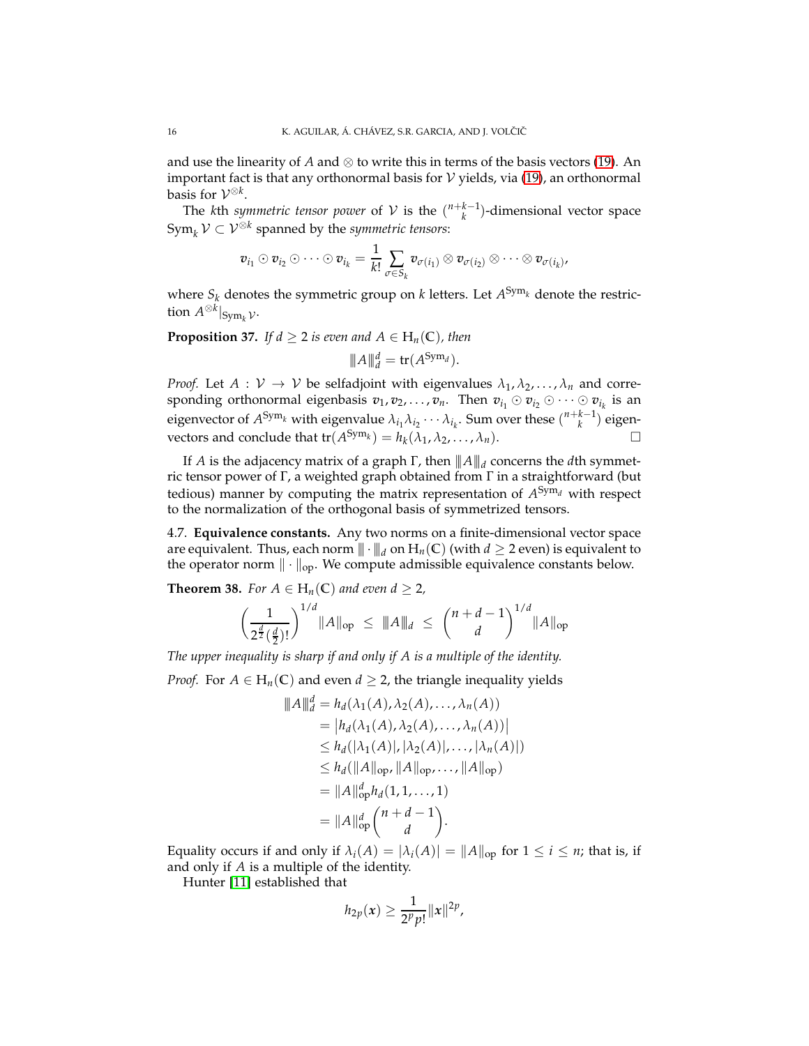and use the linearity of $A$ and $\otimes$ to write this in terms of the basis vectors (19). An important fact is that any orthonormal basis for $\mathcal{V}$ yields, via (19), an orthonormal basis for $\mathcal{V}^{\otimes k}$.

The $k$th *symmetric tensor power* of $\mathcal{V}$ is the $\binom{n+k-1}{k}$-dimensional vector space $\mathrm{Sym}_k \mathcal{V} \subset \mathcal{V}^{\otimes k}$ spanned by the *symmetric tensors*:

$$\boldsymbol{v}_{i_1} \odot \boldsymbol{v}_{i_2} \odot \cdots \odot \boldsymbol{v}_{i_k} = \frac{1}{k!} \sum_{\sigma \in S_k} \boldsymbol{v}_{\sigma(i_1)} \otimes \boldsymbol{v}_{\sigma(i_2)} \otimes \cdots \otimes \boldsymbol{v}_{\sigma(i_k)},$$

where $S_k$ denotes the symmetric group on $k$ letters. Let $A^{\mathrm{Sym}_k}$ denote the restriction $A^{\otimes k}|_{\mathrm{Sym}_k \mathcal{V}}$.

**Proposition 37.** *If $d \geq 2$ is even and $A \in \mathrm{H}_n(\mathbb{C})$, then*

$$|||A|||_d^d = \mathrm{tr}(A^{\mathrm{Sym}_d}).$$

*Proof.* Let $A : \mathcal{V} \to \mathcal{V}$ be selfadjoint with eigenvalues $\lambda_1, \lambda_2, \ldots, \lambda_n$ and corresponding orthonormal eigenbasis $\boldsymbol{v}_1, \boldsymbol{v}_2, \ldots, \boldsymbol{v}_n$. Then $\boldsymbol{v}_{i_1} \odot \boldsymbol{v}_{i_2} \odot \cdots \odot \boldsymbol{v}_{i_k}$ is an eigenvector of $A^{\mathrm{Sym}_k}$ with eigenvalue $\lambda_{i_1}\lambda_{i_2}\cdots\lambda_{i_k}$. Sum over these $\binom{n+k-1}{k}$ eigenvectors and conclude that $\mathrm{tr}(A^{\mathrm{Sym}_k}) = h_k(\lambda_1, \lambda_2, \ldots, \lambda_n)$. $\square$

If $A$ is the adjacency matrix of a graph $\Gamma$, then $|||A|||_d$ concerns the $d$th symmetric tensor power of $\Gamma$, a weighted graph obtained from $\Gamma$ in a straightforward (but tedious) manner by computing the matrix representation of $A^{\mathrm{Sym}_d}$ with respect to the normalization of the orthogonal basis of symmetrized tensors.

### 4.7. Equivalence constants.

Any two norms on a finite-dimensional vector space are equivalent. Thus, each norm $|||\cdot|||_d$ on $\mathrm{H}_n(\mathbb{C})$ (with $d \geq 2$ even) is equivalent to the operator norm $\|\cdot\|_{\mathrm{op}}$. We compute admissible equivalence constants below.

**Theorem 38.** *For $A \in \mathrm{H}_n(\mathbb{C})$ and even $d \geq 2$,*

$$\left(\frac{1}{2^{\frac{d}{2}}(\frac{d}{2})!}\right)^{1/d} \|A\|_{\mathrm{op}} \;\leq\; |||A|||_d \;\leq\; \binom{n+d-1}{d}^{1/d} \|A\|_{\mathrm{op}}$$

*The upper inequality is sharp if and only if $A$ is a multiple of the identity.*

*Proof.* For $A \in \mathrm{H}_n(\mathbb{C})$ and even $d \geq 2$, the triangle inequality yields

$$\begin{aligned}
|||A|||_d^d &= h_d(\lambda_1(A), \lambda_2(A), \ldots, \lambda_n(A)) \\
&= \big|h_d(\lambda_1(A), \lambda_2(A), \ldots, \lambda_n(A))\big| \\
&\leq h_d(|\lambda_1(A)|, |\lambda_2(A)|, \ldots, |\lambda_n(A)|) \\
&\leq h_d(\|A\|_{\mathrm{op}}, \|A\|_{\mathrm{op}}, \ldots, \|A\|_{\mathrm{op}}) \\
&= \|A\|_{\mathrm{op}}^d h_d(1, 1, \ldots, 1) \\
&= \|A\|_{\mathrm{op}}^d \binom{n+d-1}{d}.
\end{aligned}$$

Equality occurs if and only if $\lambda_i(A) = |\lambda_i(A)| = \|A\|_{\mathrm{op}}$ for $1 \leq i \leq n$; that is, if and only if $A$ is a multiple of the identity.

Hunter [11] established that

$$h_{2p}(\boldsymbol{x}) \geq \frac{1}{2^p p!}\|\boldsymbol{x}\|^{2p},$$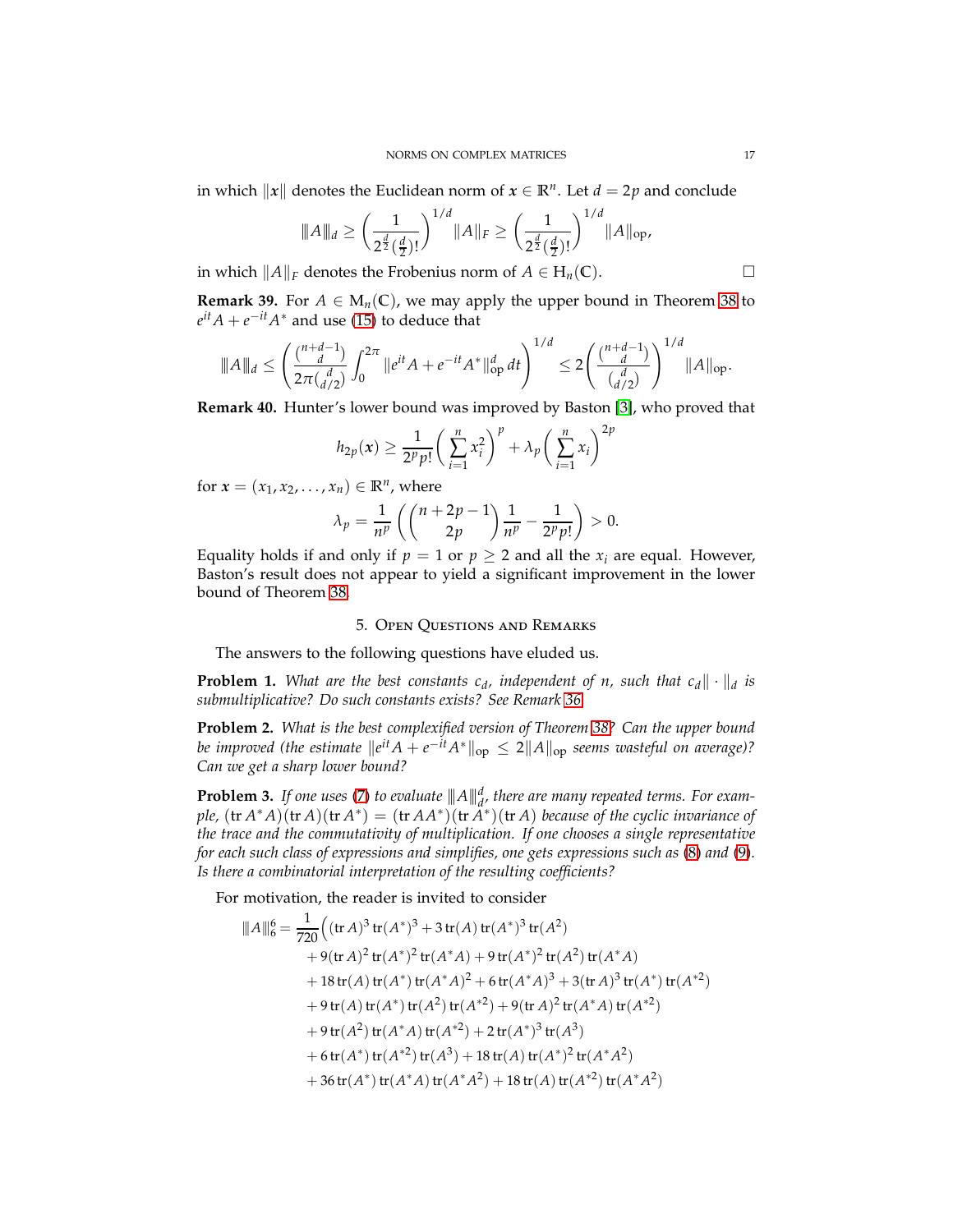in which $\|x\|$ denotes the Euclidean norm of $x \in \mathbb{R}^n$. Let $d = 2p$ and conclude

$$\|A\|_d \geq \left( \frac{1}{2^{\frac{d}{2}} (\frac{d}{2})!} \right)^{1/d} \|A\|_F \geq \left( \frac{1}{2^{\frac{d}{2}} (\frac{d}{2})!} \right)^{1/d} \|A\|_{\mathrm{op}},$$

in which $\|A\|_F$ denotes the Frobenius norm of $A \in \mathrm{H}_n(\mathbb{C})$. □

**Remark 39.** For $A \in \mathrm{M}_n(\mathbb{C})$, we may apply the upper bound in Theorem 38 to $e^{it}A + e^{-it}A^*$ and use (15) to deduce that

$$\|A\|_d \leq \left( \frac{\binom{n+d-1}{d}}{2\pi \binom{d}{d/2}} \int_0^{2\pi} \|e^{it}A + e^{-it}A^*\|_{\mathrm{op}}^d \, dt \right)^{1/d} \leq 2 \left( \frac{\binom{n+d-1}{d}}{\binom{d}{d/2}} \right)^{1/d} \|A\|_{\mathrm{op}}.$$

**Remark 40.** Hunter's lower bound was improved by Baston [3], who proved that

$$h_{2p}(x) \geq \frac{1}{2^p p!} \left( \sum_{i=1}^n x_i^2 \right)^p + \lambda_p \left( \sum_{i=1}^n x_i \right)^{2p}$$

for $x = (x_1, x_2, \ldots, x_n) \in \mathbb{R}^n$, where

$$\lambda_p = \frac{1}{n^p} \left( \binom{n+2p-1}{2p} \frac{1}{n^p} - \frac{1}{2^p p!} \right) > 0.$$

Equality holds if and only if $p = 1$ or $p \geq 2$ and all the $x_i$ are equal. However, Baston's result does not appear to yield a significant improvement in the lower bound of Theorem 38.

## 5. Open Questions and Remarks

The answers to the following questions have eluded us.

**Problem 1.** *What are the best constants $c_d$, independent of $n$, such that $c_d \|\cdot\|_d$ is submultiplicative? Do such constants exists? See Remark 36.*

**Problem 2.** *What is the best complexified version of Theorem 38? Can the upper bound be improved (the estimate $\|e^{it}A + e^{-it}A^*\|_{\mathrm{op}} \leq 2\|A\|_{\mathrm{op}}$ seems wasteful on average)? Can we get a sharp lower bound?*

**Problem 3.** *If one uses (7) to evaluate $\|A\|_d^d$, there are many repeated terms. For example, $(\operatorname{tr} A^*A)(\operatorname{tr} A)(\operatorname{tr} A^*) = (\operatorname{tr} AA^*)(\operatorname{tr} A^*)(\operatorname{tr} A)$ because of the cyclic invariance of the trace and the commutativity of multiplication. If one chooses a single representative for each such class of expressions and simplifies, one gets expressions such as (8) and (9). Is there a combinatorial interpretation of the resulting coefficients?*

For motivation, the reader is invited to consider

$$\begin{aligned}
\|A\|_6^6 = \frac{1}{720} \Big( & (\operatorname{tr} A)^3 \operatorname{tr}(A^*)^3 + 3 \operatorname{tr}(A) \operatorname{tr}(A^*)^3 \operatorname{tr}(A^2) \\
& + 9 (\operatorname{tr} A)^2 \operatorname{tr}(A^*)^2 \operatorname{tr}(A^*A) + 9 \operatorname{tr}(A^*)^2 \operatorname{tr}(A^2) \operatorname{tr}(A^*A) \\
& + 18 \operatorname{tr}(A) \operatorname{tr}(A^*) \operatorname{tr}(A^*A)^2 + 6 \operatorname{tr}(A^*A)^3 + 3 (\operatorname{tr} A)^3 \operatorname{tr}(A^*) \operatorname{tr}(A^{*2}) \\
& + 9 \operatorname{tr}(A) \operatorname{tr}(A^*) \operatorname{tr}(A^2) \operatorname{tr}(A^{*2}) + 9 (\operatorname{tr} A)^2 \operatorname{tr}(A^*A) \operatorname{tr}(A^{*2}) \\
& + 9 \operatorname{tr}(A^2) \operatorname{tr}(A^*A) \operatorname{tr}(A^{*2}) + 2 \operatorname{tr}(A^*)^3 \operatorname{tr}(A^3) \\
& + 6 \operatorname{tr}(A^*) \operatorname{tr}(A^{*2}) \operatorname{tr}(A^3) + 18 \operatorname{tr}(A) \operatorname{tr}(A^*)^2 \operatorname{tr}(A^*A^2) \\
& + 36 \operatorname{tr}(A^*) \operatorname{tr}(A^*A) \operatorname{tr}(A^*A^2) + 18 \operatorname{tr}(A) \operatorname{tr}(A^{*2}) \operatorname{tr}(A^*A^2)
\end{aligned}$$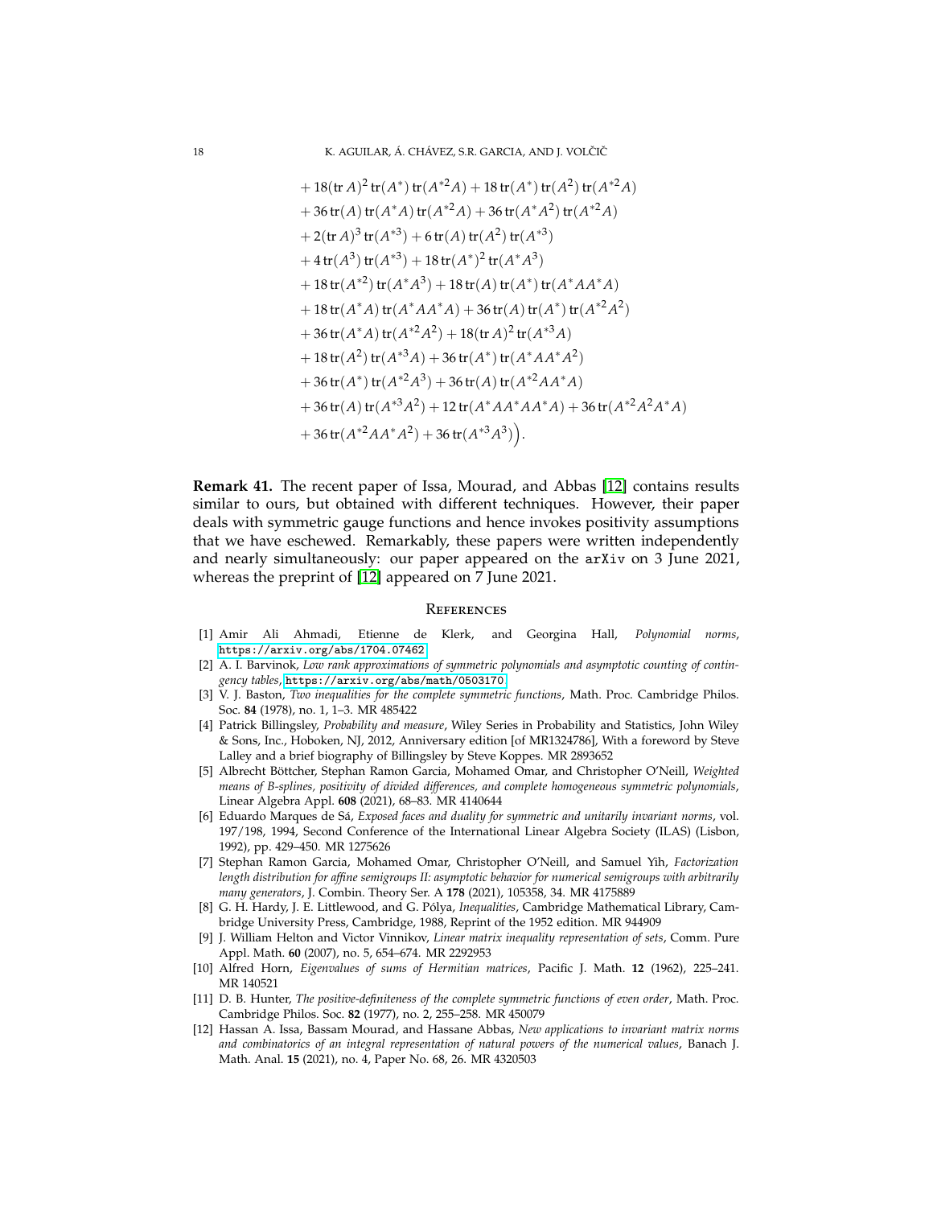$$
\begin{aligned}
&+ 18(\operatorname{tr} A)^2 \operatorname{tr}(A^*) \operatorname{tr}(A^{*2}A) + 18 \operatorname{tr}(A^*) \operatorname{tr}(A^2) \operatorname{tr}(A^{*2}A) \\
&+ 36 \operatorname{tr}(A) \operatorname{tr}(A^*A) \operatorname{tr}(A^{*2}A) + 36 \operatorname{tr}(A^*A^2) \operatorname{tr}(A^{*2}A) \\
&+ 2(\operatorname{tr} A)^3 \operatorname{tr}(A^{*3}) + 6 \operatorname{tr}(A) \operatorname{tr}(A^2) \operatorname{tr}(A^{*3}) \\
&+ 4 \operatorname{tr}(A^3) \operatorname{tr}(A^{*3}) + 18 \operatorname{tr}(A^*)^2 \operatorname{tr}(A^*A^3) \\
&+ 18 \operatorname{tr}(A^{*2}) \operatorname{tr}(A^*A^3) + 18 \operatorname{tr}(A) \operatorname{tr}(A^*) \operatorname{tr}(A^*AA^*A) \\
&+ 18 \operatorname{tr}(A^*A) \operatorname{tr}(A^*AA^*A) + 36 \operatorname{tr}(A) \operatorname{tr}(A^*) \operatorname{tr}(A^{*2}A^2) \\
&+ 36 \operatorname{tr}(A^*A) \operatorname{tr}(A^{*2}A^2) + 18(\operatorname{tr} A)^2 \operatorname{tr}(A^{*3}A) \\
&+ 18 \operatorname{tr}(A^2) \operatorname{tr}(A^{*3}A) + 36 \operatorname{tr}(A^*) \operatorname{tr}(A^*AA^*A^2) \\
&+ 36 \operatorname{tr}(A^*) \operatorname{tr}(A^{*2}A^3) + 36 \operatorname{tr}(A) \operatorname{tr}(A^{*2}AA^*A) \\
&+ 36 \operatorname{tr}(A) \operatorname{tr}(A^{*3}A^2) + 12 \operatorname{tr}(A^*AA^*AA^*A) + 36 \operatorname{tr}(A^{*2}A^2A^*A) \\
&+ 36 \operatorname{tr}(A^{*2}AA^*A^2) + 36 \operatorname{tr}(A^{*3}A^3)\Big).
\end{aligned}
$$

**Remark 41.** The recent paper of Issa, Mourad, and Abbas [12] contains results similar to ours, but obtained with different techniques. However, their paper deals with symmetric gauge functions and hence invokes positivity assumptions that we have eschewed. Remarkably, these papers were written independently and nearly simultaneously: our paper appeared on the arXiv on 3 June 2021, whereas the preprint of [12] appeared on 7 June 2021.

## References

[1] Amir Ali Ahmadi, Etienne de Klerk, and Georgina Hall, *Polynomial norms*, https://arxiv.org/abs/1704.07462.

[2] A. I. Barvinok, *Low rank approximations of symmetric polynomials and asymptotic counting of contingency tables*, https://arxiv.org/abs/math/0503170.

[3] V. J. Baston, *Two inequalities for the complete symmetric functions*, Math. Proc. Cambridge Philos. Soc. **84** (1978), no. 1, 1–3. MR 485422

[4] Patrick Billingsley, *Probability and measure*, Wiley Series in Probability and Statistics, John Wiley & Sons, Inc., Hoboken, NJ, 2012, Anniversary edition [of MR1324786], With a foreword by Steve Lalley and a brief biography of Billingsley by Steve Koppes. MR 2893652

[5] Albrecht Böttcher, Stephan Ramon Garcia, Mohamed Omar, and Christopher O'Neill, *Weighted means of B-splines, positivity of divided differences, and complete homogeneous symmetric polynomials*, Linear Algebra Appl. **608** (2021), 68–83. MR 4140644

[6] Eduardo Marques de Sá, *Exposed faces and duality for symmetric and unitarily invariant norms*, vol. 197/198, 1994, Second Conference of the International Linear Algebra Society (ILAS) (Lisbon, 1992), pp. 429–450. MR 1275626

[7] Stephan Ramon Garcia, Mohamed Omar, Christopher O'Neill, and Samuel Yih, *Factorization length distribution for affine semigroups II: asymptotic behavior for numerical semigroups with arbitrarily many generators*, J. Combin. Theory Ser. A **178** (2021), 105358, 34. MR 4175889

[8] G. H. Hardy, J. E. Littlewood, and G. Pólya, *Inequalities*, Cambridge Mathematical Library, Cambridge University Press, Cambridge, 1988, Reprint of the 1952 edition. MR 944909

[9] J. William Helton and Victor Vinnikov, *Linear matrix inequality representation of sets*, Comm. Pure Appl. Math. **60** (2007), no. 5, 654–674. MR 2292953

[10] Alfred Horn, *Eigenvalues of sums of Hermitian matrices*, Pacific J. Math. **12** (1962), 225–241. MR 140521

[11] D. B. Hunter, *The positive-definiteness of the complete symmetric functions of even order*, Math. Proc. Cambridge Philos. Soc. **82** (1977), no. 2, 255–258. MR 450079

[12] Hassan A. Issa, Bassam Mourad, and Hassane Abbas, *New applications to invariant matrix norms and combinatorics of an integral representation of natural powers of the numerical values*, Banach J. Math. Anal. **15** (2021), no. 4, Paper No. 68, 26. MR 4320503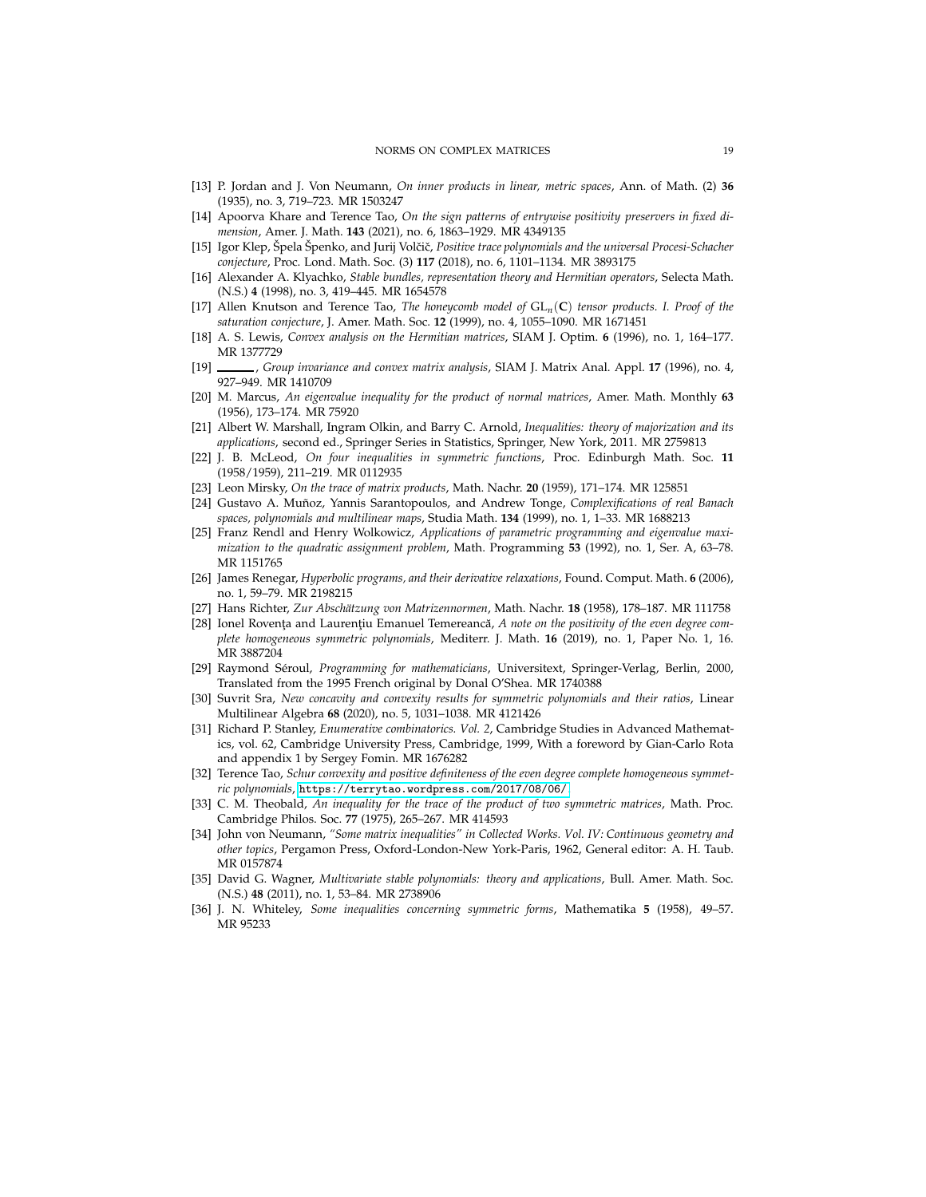[13] P. Jordan and J. Von Neumann, *On inner products in linear, metric spaces*, Ann. of Math. (2) **36** (1935), no. 3, 719–723. MR 1503247

[14] Apoorva Khare and Terence Tao, *On the sign patterns of entrywise positivity preservers in fixed dimension*, Amer. J. Math. **143** (2021), no. 6, 1863–1929. MR 4349135

[15] Igor Klep, Špela Špenko, and Jurij Volčič, *Positive trace polynomials and the universal Procesi-Schacher conjecture*, Proc. Lond. Math. Soc. (3) **117** (2018), no. 6, 1101–1134. MR 3893175

[16] Alexander A. Klyachko, *Stable bundles, representation theory and Hermitian operators*, Selecta Math. (N.S.) **4** (1998), no. 3, 419–445. MR 1654578

[17] Allen Knutson and Terence Tao, *The honeycomb model of $\mathrm{GL}_n(\mathbf{C})$ tensor products. I. Proof of the saturation conjecture*, J. Amer. Math. Soc. **12** (1999), no. 4, 1055–1090. MR 1671451

[18] A. S. Lewis, *Convex analysis on the Hermitian matrices*, SIAM J. Optim. **6** (1996), no. 1, 164–177. MR 1377729

[19] ______, *Group invariance and convex matrix analysis*, SIAM J. Matrix Anal. Appl. **17** (1996), no. 4, 927–949. MR 1410709

[20] M. Marcus, *An eigenvalue inequality for the product of normal matrices*, Amer. Math. Monthly **63** (1956), 173–174. MR 75920

[21] Albert W. Marshall, Ingram Olkin, and Barry C. Arnold, *Inequalities: theory of majorization and its applications*, second ed., Springer Series in Statistics, Springer, New York, 2011. MR 2759813

[22] J. B. McLeod, *On four inequalities in symmetric functions*, Proc. Edinburgh Math. Soc. **11** (1958/1959), 211–219. MR 0112935

[23] Leon Mirsky, *On the trace of matrix products*, Math. Nachr. **20** (1959), 171–174. MR 125851

[24] Gustavo A. Muñoz, Yannis Sarantopoulos, and Andrew Tonge, *Complexifications of real Banach spaces, polynomials and multilinear maps*, Studia Math. **134** (1999), no. 1, 1–33. MR 1688213

[25] Franz Rendl and Henry Wolkowicz, *Applications of parametric programming and eigenvalue maximization to the quadratic assignment problem*, Math. Programming **53** (1992), no. 1, Ser. A, 63–78. MR 1151765

[26] James Renegar, *Hyperbolic programs, and their derivative relaxations*, Found. Comput. Math. **6** (2006), no. 1, 59–79. MR 2198215

[27] Hans Richter, *Zur Abschätzung von Matrizennormen*, Math. Nachr. **18** (1958), 178–187. MR 111758

[28] Ionel Rovenţa and Laurenţiu Emanuel Temereancă, *A note on the positivity of the even degree complete homogeneous symmetric polynomials*, Mediterr. J. Math. **16** (2019), no. 1, Paper No. 1, 16. MR 3887204

[29] Raymond Séroul, *Programming for mathematicians*, Universitext, Springer-Verlag, Berlin, 2000, Translated from the 1995 French original by Donal O'Shea. MR 1740388

[30] Suvrit Sra, *New concavity and convexity results for symmetric polynomials and their ratios*, Linear Multilinear Algebra **68** (2020), no. 5, 1031–1038. MR 4121426

[31] Richard P. Stanley, *Enumerative combinatorics. Vol. 2*, Cambridge Studies in Advanced Mathematics, vol. 62, Cambridge University Press, Cambridge, 1999, With a foreword by Gian-Carlo Rota and appendix 1 by Sergey Fomin. MR 1676282

[32] Terence Tao, *Schur convexity and positive definiteness of the even degree complete homogeneous symmetric polynomials*, https://terrytao.wordpress.com/2017/08/06/.

[33] C. M. Theobald, *An inequality for the trace of the product of two symmetric matrices*, Math. Proc. Cambridge Philos. Soc. **77** (1975), 265–267. MR 414593

[34] John von Neumann, *"Some matrix inequalities" in Collected Works. Vol. IV: Continuous geometry and other topics*, Pergamon Press, Oxford-London-New York-Paris, 1962, General editor: A. H. Taub. MR 0157874

[35] David G. Wagner, *Multivariate stable polynomials: theory and applications*, Bull. Amer. Math. Soc. (N.S.) **48** (2011), no. 1, 53–84. MR 2738906

[36] J. N. Whiteley, *Some inequalities concerning symmetric forms*, Mathematika **5** (1958), 49–57. MR 95233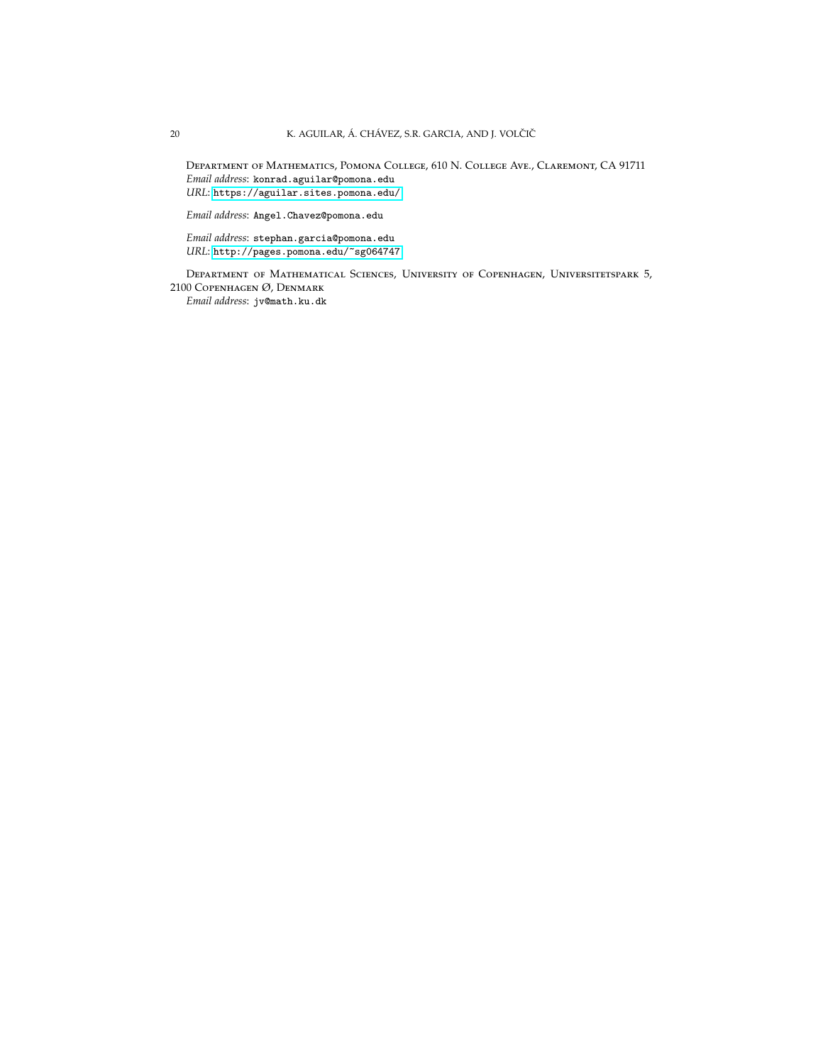Department of Mathematics, Pomona College, 610 N. College Ave., Claremont, CA 91711
*Email address*: konrad.aguilar@pomona.edu
*URL*: https://aguilar.sites.pomona.edu/

*Email address*: Angel.Chavez@pomona.edu

*Email address*: stephan.garcia@pomona.edu
*URL*: http://pages.pomona.edu/~sg064747

Department of Mathematical Sciences, University of Copenhagen, Universitetspark 5, 2100 Copenhagen Ø, Denmark
*Email address*: jv@math.ku.dk